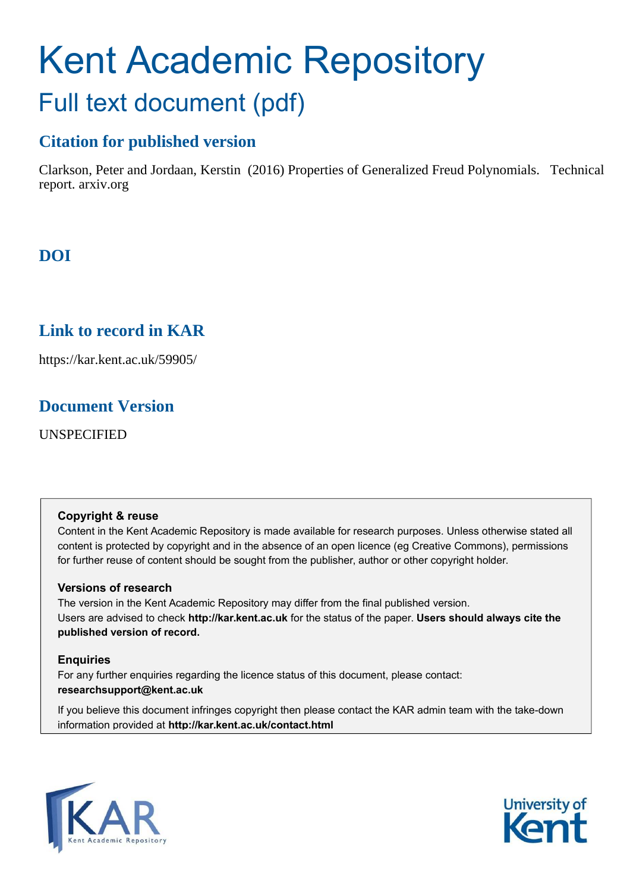# Kent Academic Repository

## Full text document (pdf)

### Citation for published version

Clarkson, Peter and Jordaan, Kerstin (2016) Properties of Generalized Freud Polynomials. Technical report. arxiv.org

### DOI

### Link to record in KAR

https://kar.kent.ac.uk/59905/

### Document Version

UNSPECIFIED

**Copyright & reuse**

Content in the Kent Academic Repository is made available for research purposes. Unless otherwise stated all content is protected by copyright and in the absence of an open licence (eg Creative Commons), permissions for further reuse of content should be sought from the publisher, author or other copyright holder.

**Versions of research**

The version in the Kent Academic Repository may differ from the final published version.
Users are advised to check **http://kar.kent.ac.uk** for the status of the paper. **Users should always cite the published version of record.**

**Enquiries**

For any further enquiries regarding the licence status of this document, please contact:
**researchsupport@kent.ac.uk**

If you believe this document infringes copyright then please contact the KAR admin team with the take-down information provided at **http://kar.kent.ac.uk/contact.html**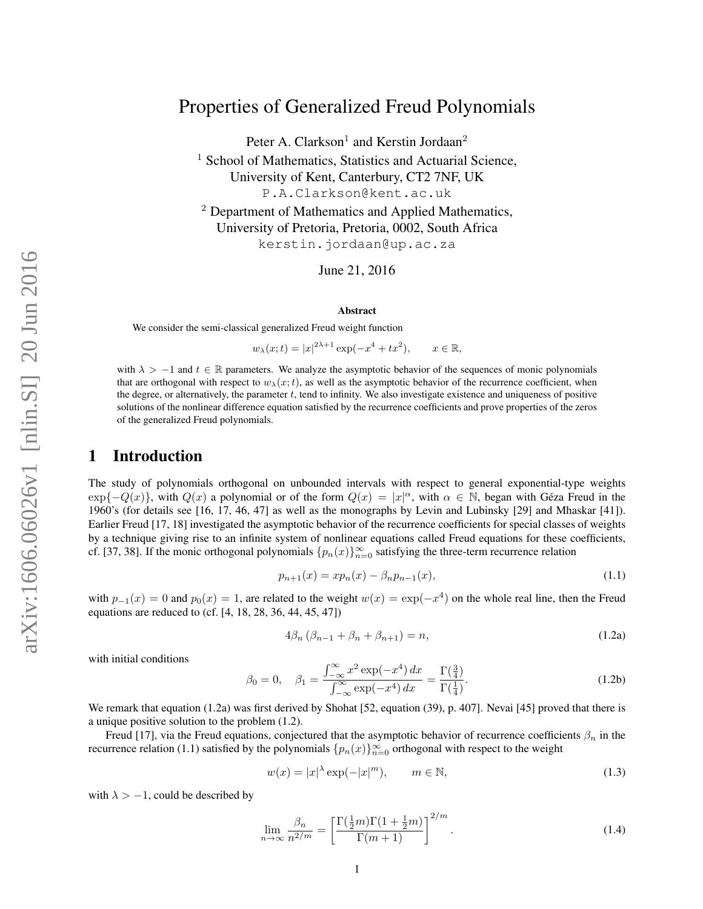# Properties of Generalized Freud Polynomials

Peter A. Clarkson[1] and Kerstin Jordaan[2]

[1] School of Mathematics, Statistics and Actuarial Science, University of Kent, Canterbury, CT2 7NF, UK
P.A.Clarkson@kent.ac.uk

[2] Department of Mathematics and Applied Mathematics, University of Pretoria, Pretoria, 0002, South Africa
kerstin.jordaan@up.ac.za

June 21, 2016

### Abstract

We consider the semi-classical generalized Freud weight function

$$w_\lambda(x;t) = |x|^{2\lambda+1}\exp(-x^4+tx^2), \qquad x\in\mathbb{R},$$

with $\lambda > -1$ and $t\in\mathbb{R}$ parameters. We analyze the asymptotic behavior of the sequences of monic polynomials that are orthogonal with respect to $w_\lambda(x;t)$, as well as the asymptotic behavior of the recurrence coefficient, when the degree, or alternatively, the parameter $t$, tend to infinity. We also investigate existence and uniqueness of positive solutions of the nonlinear difference equation satisfied by the recurrence coefficients and prove properties of the zeros of the generalized Freud polynomials.

## 1 Introduction

The study of polynomials orthogonal on unbounded intervals with respect to general exponential-type weights $\exp\{-Q(x)\}$, with $Q(x)$ a polynomial or of the form $Q(x) = |x|^\alpha$, with $\alpha\in\mathbb{N}$, began with Géza Freud in the 1960's (for details see [16, 17, 46, 47] as well as the monographs by Levin and Lubinsky [29] and Mhaskar [41]). Earlier Freud [17, 18] investigated the asymptotic behavior of the recurrence coefficients for special classes of weights by a technique giving rise to an infinite system of nonlinear equations called Freud equations for these coefficients, cf. [37, 38]. If the monic orthogonal polynomials $\{p_n(x)\}_{n=0}^\infty$ satisfying the three-term recurrence relation

$$p_{n+1}(x) = xp_n(x) - \beta_n p_{n-1}(x), \tag{1.1}$$

with $p_{-1}(x)=0$ and $p_0(x)=1$, are related to the weight $w(x)=\exp(-x^4)$ on the whole real line, then the Freud equations are reduced to (cf. [4, 18, 28, 36, 44, 45, 47])

$$4\beta_n\left(\beta_{n-1}+\beta_n+\beta_{n+1}\right) = n, \tag{1.2a}$$

with initial conditions

$$\beta_0 = 0, \quad \beta_1 = \frac{\int_{-\infty}^\infty x^2\exp(-x^4)\,dx}{\int_{-\infty}^\infty \exp(-x^4)\,dx} = \frac{\Gamma(\frac34)}{\Gamma(\frac14)}. \tag{1.2b}$$

We remark that equation (1.2a) was first derived by Shohat [52, equation (39), p. 407]. Nevai [45] proved that there is a unique positive solution to the problem (1.2).

Freud [17], via the Freud equations, conjectured that the asymptotic behavior of recurrence coefficients $\beta_n$ in the recurrence relation (1.1) satisfied by the polynomials $\{p_n(x)\}_{n=0}^\infty$ orthogonal with respect to the weight

$$w(x) = |x|^\lambda\exp(-|x|^m), \qquad m\in\mathbb{N}, \tag{1.3}$$

with $\lambda > -1$, could be described by

$$\lim_{n\to\infty}\frac{\beta_n}{n^{2/m}} = \left[\frac{\Gamma(\frac12 m)\Gamma(1+\frac12 m)}{\Gamma(m+1)}\right]^{2/m}. \tag{1.4}$$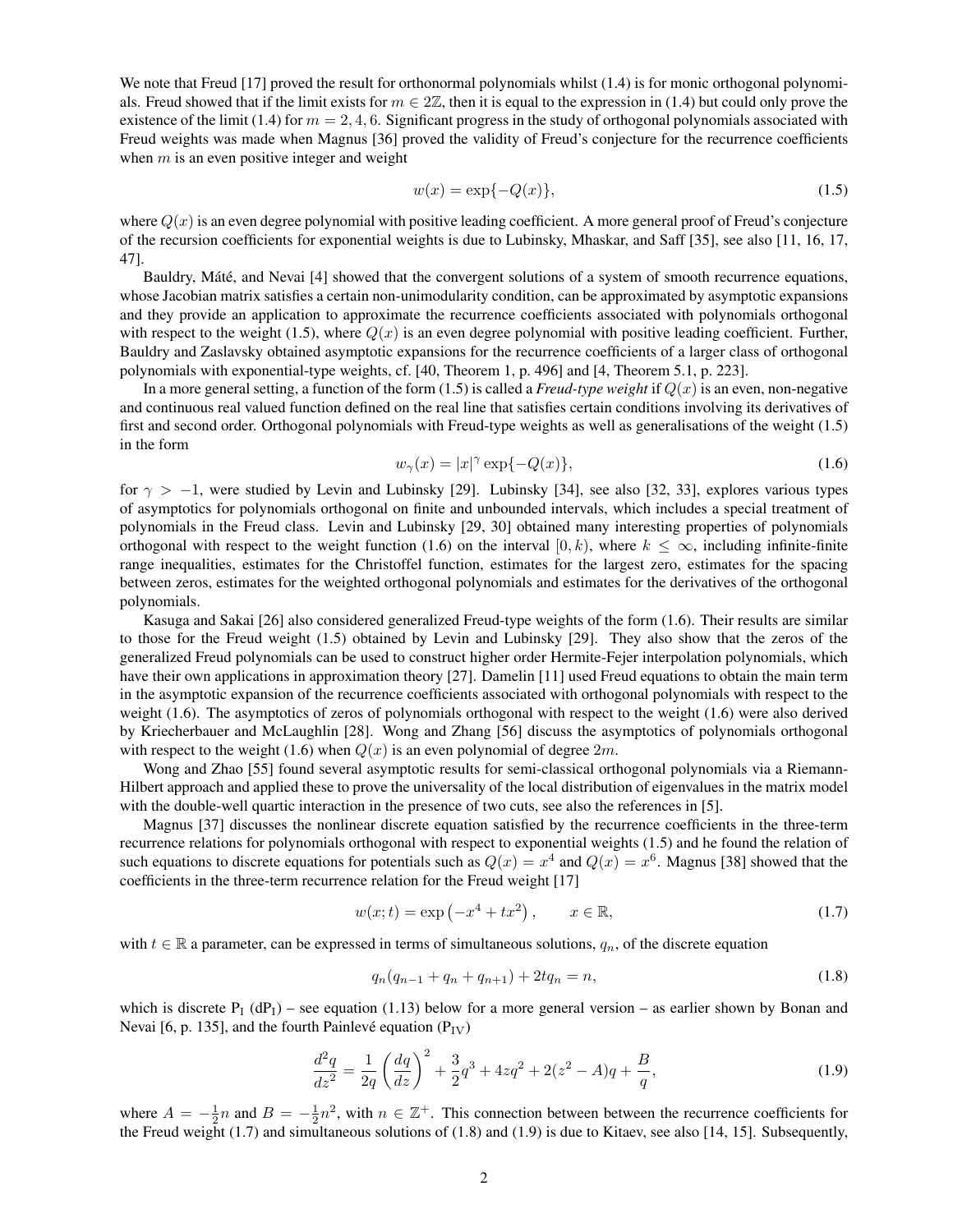We note that Freud [17] proved the result for orthonormal polynomials whilst (1.4) is for monic orthogonal polynomials. Freud showed that if the limit exists for $m \in 2\mathbb{Z}$, then it is equal to the expression in (1.4) but could only prove the existence of the limit (1.4) for $m = 2, 4, 6$. Significant progress in the study of orthogonal polynomials associated with Freud weights was made when Magnus [36] proved the validity of Freud's conjecture for the recurrence coefficients when $m$ is an even positive integer and weight

$$w(x) = \exp\{-Q(x)\}, \tag{1.5}$$

where $Q(x)$ is an even degree polynomial with positive leading coefficient. A more general proof of Freud's conjecture of the recursion coefficients for exponential weights is due to Lubinsky, Mhaskar, and Saff [35], see also [11, 16, 17, 47].

Bauldry, Máté, and Nevai [4] showed that the convergent solutions of a system of smooth recurrence equations, whose Jacobian matrix satisfies a certain non-unimodularity condition, can be approximated by asymptotic expansions and they provide an application to approximate the recurrence coefficients associated with polynomials orthogonal with respect to the weight (1.5), where $Q(x)$ is an even degree polynomial with positive leading coefficient. Further, Bauldry and Zaslavsky obtained asymptotic expansions for the recurrence coefficients of a larger class of orthogonal polynomials with exponential-type weights, cf. [40, Theorem 1, p. 496] and [4, Theorem 5.1, p. 223].

In a more general setting, a function of the form (1.5) is called a *Freud-type weight* if $Q(x)$ is an even, non-negative and continuous real valued function defined on the real line that satisfies certain conditions involving its derivatives of first and second order. Orthogonal polynomials with Freud-type weights as well as generalisations of the weight (1.5) in the form

$$w_\gamma(x) = |x|^\gamma \exp\{-Q(x)\}, \tag{1.6}$$

for $\gamma > -1$, were studied by Levin and Lubinsky [29]. Lubinsky [34], see also [32, 33], explores various types of asymptotics for polynomials orthogonal on finite and unbounded intervals, which includes a special treatment of polynomials in the Freud class. Levin and Lubinsky [29, 30] obtained many interesting properties of polynomials orthogonal with respect to the weight function (1.6) on the interval $[0, k)$, where $k \leq \infty$, including infinite-finite range inequalities, estimates for the Christoffel function, estimates for the largest zero, estimates for the spacing between zeros, estimates for the weighted orthogonal polynomials and estimates for the derivatives of the orthogonal polynomials.

Kasuga and Sakai [26] also considered generalized Freud-type weights of the form (1.6). Their results are similar to those for the Freud weight (1.5) obtained by Levin and Lubinsky [29]. They also show that the zeros of the generalized Freud polynomials can be used to construct higher order Hermite-Fejer interpolation polynomials, which have their own applications in approximation theory [27]. Damelin [11] used Freud equations to obtain the main term in the asymptotic expansion of the recurrence coefficients associated with orthogonal polynomials with respect to the weight (1.6). The asymptotics of zeros of polynomials orthogonal with respect to the weight (1.6) were also derived by Kriecherbauer and McLaughlin [28]. Wong and Zhang [56] discuss the asymptotics of polynomials orthogonal with respect to the weight (1.6) when $Q(x)$ is an even polynomial of degree $2m$.

Wong and Zhao [55] found several asymptotic results for semi-classical orthogonal polynomials via a Riemann-Hilbert approach and applied these to prove the universality of the local distribution of eigenvalues in the matrix model with the double-well quartic interaction in the presence of two cuts, see also the references in [5].

Magnus [37] discusses the nonlinear discrete equation satisfied by the recurrence coefficients in the three-term recurrence relations for polynomials orthogonal with respect to exponential weights (1.5) and he found the relation of such equations to discrete equations for potentials such as $Q(x) = x^4$ and $Q(x) = x^6$. Magnus [38] showed that the coefficients in the three-term recurrence relation for the Freud weight [17]

$$w(x; t) = \exp\left(-x^4 + tx^2\right), \qquad x \in \mathbb{R}, \tag{1.7}$$

with $t \in \mathbb{R}$ a parameter, can be expressed in terms of simultaneous solutions, $q_n$, of the discrete equation

$$q_n(q_{n-1} + q_n + q_{n+1}) + 2tq_n = n, \tag{1.8}$$

which is discrete $\mathrm{P_I}$ ($\mathrm{dP_I}$) – see equation (1.13) below for a more general version – as earlier shown by Bonan and Nevai [6, p. 135], and the fourth Painlevé equation ($\mathrm{P_{IV}}$)

$$\frac{d^2q}{dz^2} = \frac{1}{2q}\left(\frac{dq}{dz}\right)^2 + \frac{3}{2}q^3 + 4zq^2 + 2(z^2 - A)q + \frac{B}{q}, \tag{1.9}$$

where $A = -\frac{1}{2}n$ and $B = -\frac{1}{2}n^2$, with $n \in \mathbb{Z}^+$. This connection between between the recurrence coefficients for the Freud weight (1.7) and simultaneous solutions of (1.8) and (1.9) is due to Kitaev, see also [14, 15]. Subsequently,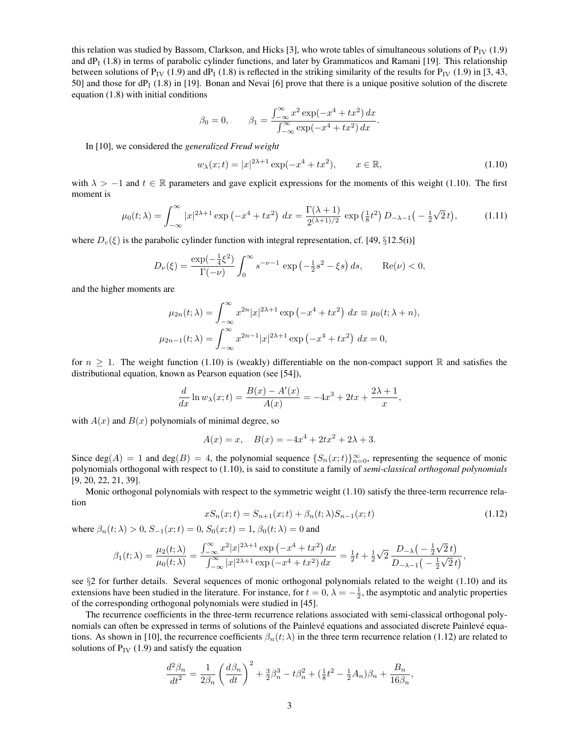this relation was studied by Bassom, Clarkson, and Hicks [3], who wrote tables of simultaneous solutions of $\mathrm{P_{IV}}$ (1.9) and $\mathrm{dP_I}$ (1.8) in terms of parabolic cylinder functions, and later by Grammaticos and Ramani [19]. This relationship between solutions of $\mathrm{P_{IV}}$ (1.9) and $\mathrm{dP_I}$ (1.8) is reflected in the striking similarity of the results for $\mathrm{P_{IV}}$ (1.9) in [3, 43, 50] and those for $\mathrm{dP_I}$ (1.8) in [19]. Bonan and Nevai [6] prove that there is a unique positive solution of the discrete equation (1.8) with initial conditions

$$\beta_0 = 0, \qquad \beta_1 = \frac{\int_{-\infty}^{\infty} x^2 \exp(-x^4 + tx^2)\,dx}{\int_{-\infty}^{\infty} \exp(-x^4 + tx^2)\,dx}.$$

In [10], we considered the *generalized Freud weight*

$$w_\lambda(x;t) = |x|^{2\lambda+1} \exp(-x^4 + tx^2), \qquad x \in \mathbb{R}, \tag{1.10}$$

with $\lambda > -1$ and $t \in \mathbb{R}$ parameters and gave explicit expressions for the moments of this weight (1.10). The first moment is

$$\mu_0(t;\lambda) = \int_{-\infty}^{\infty} |x|^{2\lambda+1} \exp\left(-x^4 + tx^2\right)\,dx = \frac{\Gamma(\lambda+1)}{2^{(\lambda+1)/2}} \exp\left(\tfrac{1}{8}t^2\right) D_{-\lambda-1}\left(-\tfrac{1}{2}\sqrt{2}\,t\right), \tag{1.11}$$

where $D_v(\xi)$ is the parabolic cylinder function with integral representation, cf. [49, §12.5(i)]

$$D_\nu(\xi) = \frac{\exp(-\frac{1}{4}\xi^2)}{\Gamma(-\nu)} \int_0^\infty s^{-\nu-1} \exp\left(-\tfrac{1}{2}s^2 - \xi s\right) ds, \qquad \mathrm{Re}(\nu) < 0,$$

and the higher moments are

$$\begin{aligned}
\mu_{2n}(t;\lambda) &= \int_{-\infty}^{\infty} x^{2n} |x|^{2\lambda+1} \exp\left(-x^4 + tx^2\right)\,dx \equiv \mu_0(t;\lambda+n), \\
\mu_{2n-1}(t;\lambda) &= \int_{-\infty}^{\infty} x^{2n-1} |x|^{2\lambda+1} \exp\left(-x^4 + tx^2\right)\,dx = 0,
\end{aligned}$$

for $n \geq 1$. The weight function (1.10) is (weakly) differentiable on the non-compact support $\mathbb{R}$ and satisfies the distributional equation, known as Pearson equation (see [54]),

$$\frac{d}{dx} \ln w_\lambda(x;t) = \frac{B(x) - A'(x)}{A(x)} = -4x^3 + 2tx + \frac{2\lambda+1}{x},$$

with $A(x)$ and $B(x)$ polynomials of minimal degree, so

$$A(x) = x, \quad B(x) = -4x^4 + 2tx^2 + 2\lambda + 3.$$

Since $\deg(A) = 1$ and $\deg(B) = 4$, the polynomial sequence $\{S_n(x;t)\}_{n=0}^{\infty}$, representing the sequence of monic polynomials orthogonal with respect to (1.10), is said to constitute a family of *semi-classical orthogonal polynomials* [9, 20, 22, 21, 39].

Monic orthogonal polynomials with respect to the symmetric weight (1.10) satisfy the three-term recurrence relation

$$xS_n(x;t) = S_{n+1}(x;t) + \beta_n(t;\lambda)S_{n-1}(x;t) \tag{1.12}$$

where $\beta_n(t;\lambda) > 0$, $S_{-1}(x;t) = 0$, $S_0(x;t) = 1$, $\beta_0(t;\lambda) = 0$ and

$$\beta_1(t;\lambda) = \frac{\mu_2(t;\lambda)}{\mu_0(t;\lambda)} = \frac{\int_{-\infty}^{\infty} x^2 |x|^{2\lambda+1} \exp\left(-x^4 + tx^2\right)dx}{\int_{-\infty}^{\infty} |x|^{2\lambda+1} \exp\left(-x^4 + tx^2\right)dx} = \tfrac{1}{2}t + \tfrac{1}{2}\sqrt{2}\,\frac{D_{-\lambda}\left(-\frac{1}{2}\sqrt{2}\,t\right)}{D_{-\lambda-1}\left(-\frac{1}{2}\sqrt{2}\,t\right)},$$

see §2 for further details. Several sequences of monic orthogonal polynomials related to the weight (1.10) and its extensions have been studied in the literature. For instance, for $t = 0$, $\lambda = -\frac{1}{2}$, the asymptotic and analytic properties of the corresponding orthogonal polynomials were studied in [45].

The recurrence coefficients in the three-term recurrence relations associated with semi-classical orthogonal polynomials can often be expressed in terms of solutions of the Painlevé equations and associated discrete Painlevé equations. As shown in [10], the recurrence coefficients $\beta_n(t;\lambda)$ in the three term recurrence relation (1.12) are related to solutions of $\mathrm{P_{IV}}$ (1.9) and satisfy the equation

$$\frac{d^2\beta_n}{dt^2} = \frac{1}{2\beta_n}\left(\frac{d\beta_n}{dt}\right)^2 + \tfrac{3}{2}\beta_n^3 - t\beta_n^2 + \left(\tfrac{1}{8}t^2 - \tfrac{1}{2}A_n\right)\beta_n + \frac{B_n}{16\beta_n},$$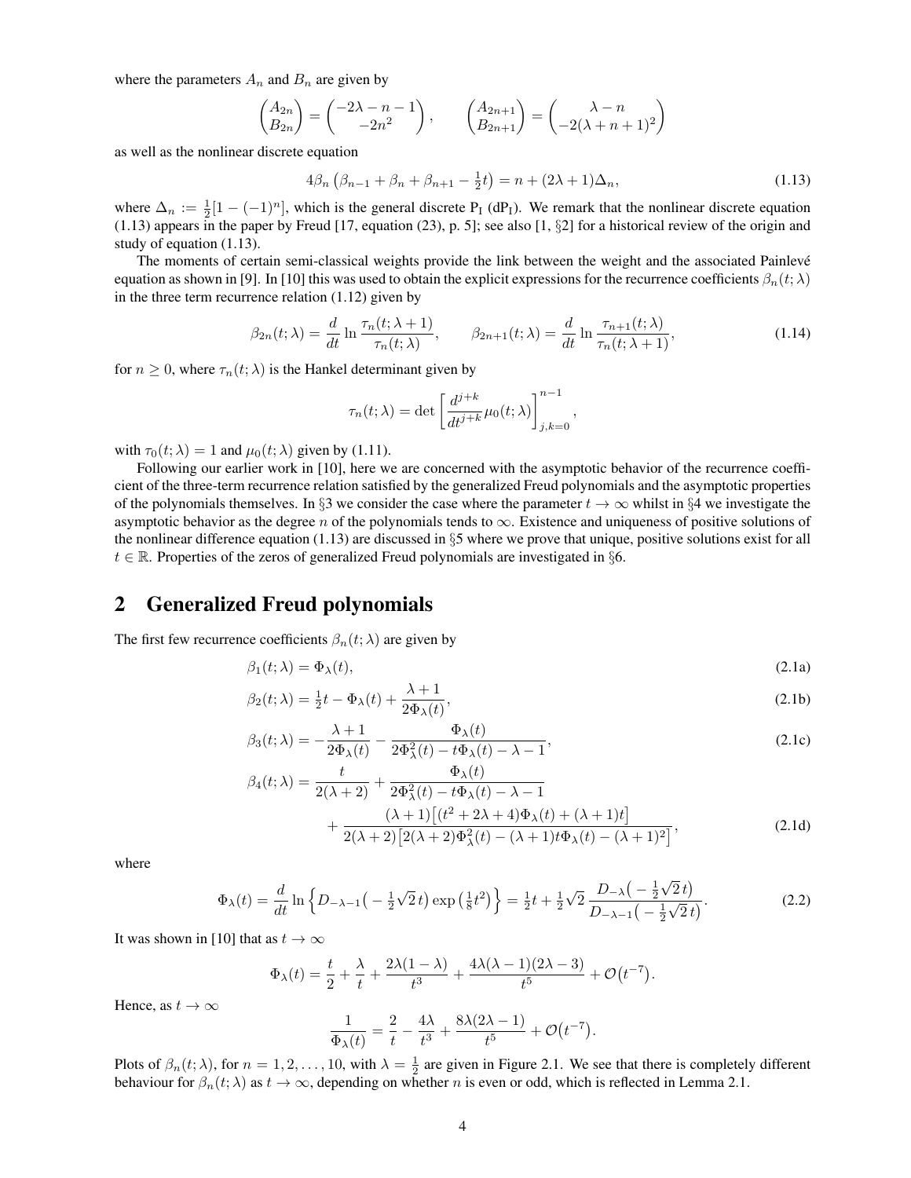where the parameters $A_n$ and $B_n$ are given by

$$\begin{pmatrix} A_{2n} \\ B_{2n} \end{pmatrix} = \begin{pmatrix} -2\lambda - n - 1 \\ -2n^2 \end{pmatrix}, \qquad \begin{pmatrix} A_{2n+1} \\ B_{2n+1} \end{pmatrix} = \begin{pmatrix} \lambda - n \\ -2(\lambda + n + 1)^2 \end{pmatrix}$$

as well as the nonlinear discrete equation

$$4\beta_n\left(\beta_{n-1} + \beta_n + \beta_{n+1} - \tfrac{1}{2}t\right) = n + (2\lambda + 1)\Delta_n, \tag{1.13}$$

where $\Delta_n := \frac{1}{2}[1 - (-1)^n]$, which is the general discrete $\mathrm{P_I}$ ($\mathrm{dP_I}$). We remark that the nonlinear discrete equation (1.13) appears in the paper by Freud [17, equation (23), p. 5]; see also [1, §2] for a historical review of the origin and study of equation (1.13).

The moments of certain semi-classical weights provide the link between the weight and the associated Painlevé equation as shown in [9]. In [10] this was used to obtain the explicit expressions for the recurrence coefficients $\beta_n(t;\lambda)$ in the three term recurrence relation (1.12) given by

$$\beta_{2n}(t;\lambda) = \frac{d}{dt}\ln\frac{\tau_n(t;\lambda+1)}{\tau_n(t;\lambda)}, \qquad \beta_{2n+1}(t;\lambda) = \frac{d}{dt}\ln\frac{\tau_{n+1}(t;\lambda)}{\tau_n(t;\lambda+1)}, \tag{1.14}$$

for $n \geq 0$, where $\tau_n(t;\lambda)$ is the Hankel determinant given by

$$\tau_n(t;\lambda) = \det\left[\frac{d^{j+k}}{dt^{j+k}}\mu_0(t;\lambda)\right]_{j,k=0}^{n-1},$$

with $\tau_0(t;\lambda) = 1$ and $\mu_0(t;\lambda)$ given by (1.11).

Following our earlier work in [10], here we are concerned with the asymptotic behavior of the recurrence coefficient of the three-term recurrence relation satisfied by the generalized Freud polynomials and the asymptotic properties of the polynomials themselves. In §3 we consider the case where the parameter $t \to \infty$ whilst in §4 we investigate the asymptotic behavior as the degree $n$ of the polynomials tends to $\infty$. Existence and uniqueness of positive solutions of the nonlinear difference equation (1.13) are discussed in §5 where we prove that unique, positive solutions exist for all $t \in \mathbb{R}$. Properties of the zeros of generalized Freud polynomials are investigated in §6.

## 2 Generalized Freud polynomials

The first few recurrence coefficients $\beta_n(t;\lambda)$ are given by

$$\beta_1(t;\lambda) = \Phi_\lambda(t), \tag{2.1a}$$

$$\beta_2(t;\lambda) = \tfrac{1}{2}t - \Phi_\lambda(t) + \frac{\lambda+1}{2\Phi_\lambda(t)}, \tag{2.1b}$$

$$\beta_3(t;\lambda) = -\frac{\lambda+1}{2\Phi_\lambda(t)} - \frac{\Phi_\lambda(t)}{2\Phi_\lambda^2(t) - t\Phi_\lambda(t) - \lambda - 1}, \tag{2.1c}$$

$$\begin{aligned}\beta_4(t;\lambda) = \frac{t}{2(\lambda+2)} &+ \frac{\Phi_\lambda(t)}{2\Phi_\lambda^2(t) - t\Phi_\lambda(t) - \lambda - 1} \\ &+ \frac{(\lambda+1)\left[(t^2 + 2\lambda + 4)\Phi_\lambda(t) + (\lambda+1)t\right]}{2(\lambda+2)\left[2(\lambda+2)\Phi_\lambda^2(t) - (\lambda+1)t\Phi_\lambda(t) - (\lambda+1)^2\right]},\end{aligned} \tag{2.1d}$$

where

$$\Phi_\lambda(t) = \frac{d}{dt}\ln\left\{D_{-\lambda-1}\left(-\tfrac{1}{2}\sqrt{2}\,t\right)\exp\left(\tfrac{1}{8}t^2\right)\right\} = \tfrac{1}{2}t + \tfrac{1}{2}\sqrt{2}\,\frac{D_{-\lambda}\left(-\tfrac{1}{2}\sqrt{2}\,t\right)}{D_{-\lambda-1}\left(-\tfrac{1}{2}\sqrt{2}\,t\right)}. \tag{2.2}$$

It was shown in [10] that as $t \to \infty$

$$\Phi_\lambda(t) = \frac{t}{2} + \frac{\lambda}{t} + \frac{2\lambda(1-\lambda)}{t^3} + \frac{4\lambda(\lambda-1)(2\lambda-3)}{t^5} + \mathcal{O}\left(t^{-7}\right).$$

Hence, as $t \to \infty$

$$\frac{1}{\Phi_\lambda(t)} = \frac{2}{t} - \frac{4\lambda}{t^3} + \frac{8\lambda(2\lambda-1)}{t^5} + \mathcal{O}\left(t^{-7}\right).$$

Plots of $\beta_n(t;\lambda)$, for $n = 1, 2, \ldots, 10$, with $\lambda = \frac{1}{2}$ are given in Figure 2.1. We see that there is completely different behaviour for $\beta_n(t;\lambda)$ as $t \to \infty$, depending on whether $n$ is even or odd, which is reflected in Lemma 2.1.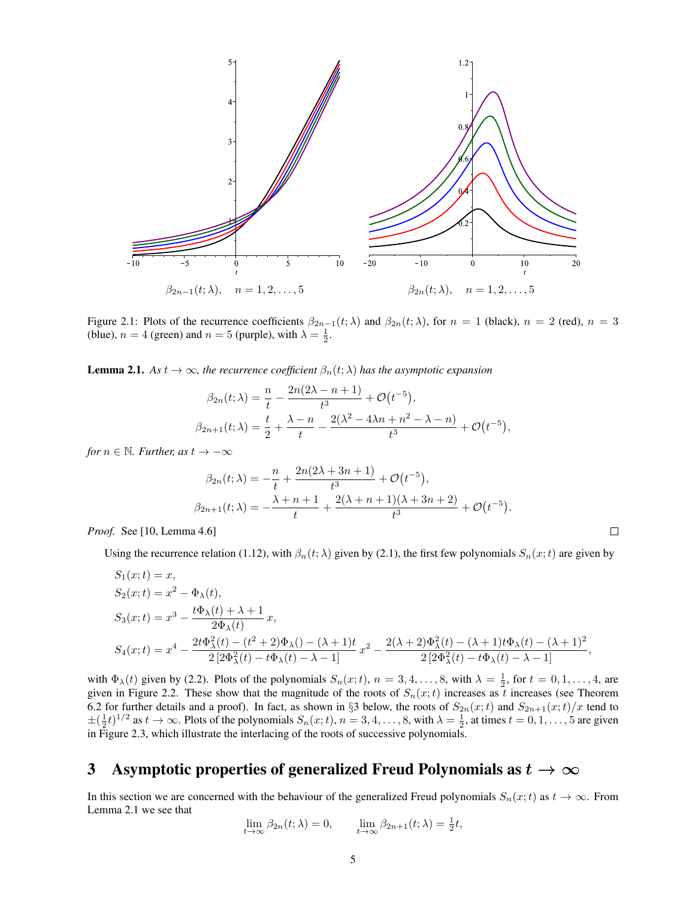Figure 2.1: Plots of the recurrence coefficients $\beta_{2n-1}(t;\lambda)$ and $\beta_{2n}(t;\lambda)$, for $n = 1$ (black), $n = 2$ (red), $n = 3$ (blue), $n = 4$ (green) and $n = 5$ (purple), with $\lambda = \frac{1}{2}$.

**Lemma 2.1.** *As $t \to \infty$, the recurrence coefficient $\beta_n(t;\lambda)$ has the asymptotic expansion*

$$\beta_{2n}(t;\lambda) = \frac{n}{t} - \frac{2n(2\lambda - n + 1)}{t^3} + \mathcal{O}(t^{-5}),$$

$$\beta_{2n+1}(t;\lambda) = \frac{t}{2} + \frac{\lambda - n}{t} - \frac{2(\lambda^2 - 4\lambda n + n^2 - \lambda - n)}{t^3} + \mathcal{O}(t^{-5}),$$

*for $n \in \mathbb{N}$. Further, as $t \to -\infty$*

$$\beta_{2n}(t;\lambda) = -\frac{n}{t} + \frac{2n(2\lambda + 3n + 1)}{t^3} + \mathcal{O}(t^{-5}),$$

$$\beta_{2n+1}(t;\lambda) = -\frac{\lambda + n + 1}{t} + \frac{2(\lambda + n + 1)(\lambda + 3n + 2)}{t^3} + \mathcal{O}(t^{-5}).$$

*Proof.* See [10, Lemma 4.6] □

Using the recurrence relation (1.12), with $\beta_n(t;\lambda)$ given by (2.1), the first few polynomials $S_n(x;t)$ are given by

$$S_1(x;t) = x,$$

$$S_2(x;t) = x^2 - \Phi_\lambda(t),$$

$$S_3(x;t) = x^3 - \frac{t\Phi_\lambda(t) + \lambda + 1}{2\Phi_\lambda(t)}\,x,$$

$$S_4(x;t) = x^4 - \frac{2t\Phi_\lambda^2(t) - (t^2+2)\Phi_\lambda() - (\lambda+1)t}{2\left[2\Phi_\lambda^2(t) - t\Phi_\lambda(t) - \lambda - 1\right]}\,x^2 - \frac{2(\lambda+2)\Phi_\lambda^2(t) - (\lambda+1)t\Phi_\lambda(t) - (\lambda+1)^2}{2\left[2\Phi_\lambda^2(t) - t\Phi_\lambda(t) - \lambda - 1\right]},$$

with $\Phi_\lambda(t)$ given by (2.2). Plots of the polynomials $S_n(x;t)$, $n = 3, 4, \ldots, 8$, with $\lambda = \frac{1}{2}$, for $t = 0, 1, \ldots, 4$, are given in Figure 2.2. These show that the magnitude of the roots of $S_n(x;t)$ increases as $t$ increases (see Theorem 6.2 for further details and a proof). In fact, as shown in §3 below, the roots of $S_{2n}(x;t)$ and $S_{2n+1}(x;t)/x$ tend to $\pm(\frac{1}{2}t)^{1/2}$ as $t \to \infty$. Plots of the polynomials $S_n(x;t)$, $n = 3, 4, \ldots, 8$, with $\lambda = \frac{1}{2}$, at times $t = 0, 1, \ldots, 5$ are given in Figure 2.3, which illustrate the interlacing of the roots of successive polynomials.

## 3 Asymptotic properties of generalized Freud Polynomials as $t \to \infty$

In this section we are concerned with the behaviour of the generalized Freud polynomials $S_n(x;t)$ as $t \to \infty$. From Lemma 2.1 we see that

$$\lim_{t\to\infty} \beta_{2n}(t;\lambda) = 0, \qquad \lim_{t\to\infty} \beta_{2n+1}(t;\lambda) = \tfrac{1}{2}t,$$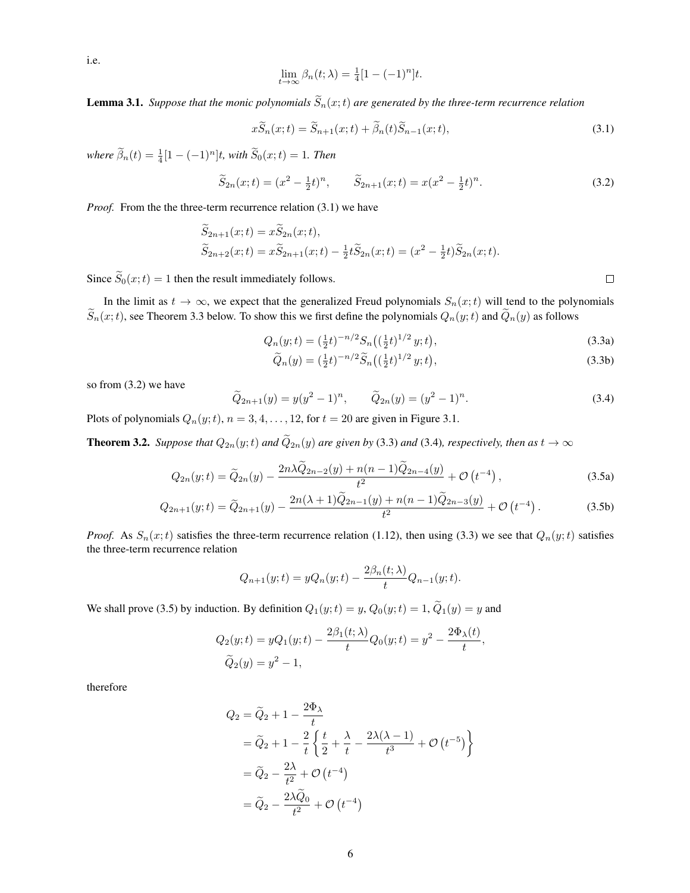i.e.

$$\lim_{t\to\infty} \beta_n(t;\lambda) = \tfrac{1}{4}[1-(-1)^n]t.$$

**Lemma 3.1.** *Suppose that the monic polynomials $\widetilde{S}_n(x;t)$ are generated by the three-term recurrence relation*

$$x\widetilde{S}_n(x;t) = \widetilde{S}_{n+1}(x;t) + \widetilde{\beta}_n(t)\widetilde{S}_{n-1}(x;t), \tag{3.1}$$

*where $\widetilde{\beta}_n(t) = \frac{1}{4}[1-(-1)^n]t$, with $\widetilde{S}_0(x;t) = 1$. Then*

$$\widetilde{S}_{2n}(x;t) = (x^2 - \tfrac{1}{2}t)^n, \qquad \widetilde{S}_{2n+1}(x;t) = x(x^2 - \tfrac{1}{2}t)^n. \tag{3.2}$$

*Proof.* From the the three-term recurrence relation (3.1) we have

$$\begin{aligned}
&\widetilde{S}_{2n+1}(x;t) = x\widetilde{S}_{2n}(x;t),\\
&\widetilde{S}_{2n+2}(x;t) = x\widetilde{S}_{2n+1}(x;t) - \tfrac{1}{2}t\widetilde{S}_{2n}(x;t) = (x^2 - \tfrac{1}{2}t)\widetilde{S}_{2n}(x;t).
\end{aligned}$$

Since $\widetilde{S}_0(x;t) = 1$ then the result immediately follows. □

In the limit as $t \to \infty$, we expect that the generalized Freud polynomials $S_n(x;t)$ will tend to the polynomials $\widetilde{S}_n(x;t)$, see Theorem 3.3 below. To show this we first define the polynomials $Q_n(y;t)$ and $\widetilde{Q}_n(y)$ as follows

$$Q_n(y;t) = (\tfrac{1}{2}t)^{-n/2} S_n\big((\tfrac{1}{2}t)^{1/2}\, y;t\big), \tag{3.3a}$$

$$\widetilde{Q}_n(y) = (\tfrac{1}{2}t)^{-n/2} \widetilde{S}_n\big((\tfrac{1}{2}t)^{1/2}\, y;t\big), \tag{3.3b}$$

so from (3.2) we have

$$\widetilde{Q}_{2n+1}(y) = y(y^2-1)^n, \qquad \widetilde{Q}_{2n}(y) = (y^2-1)^n. \tag{3.4}$$

Plots of polynomials $Q_n(y;t)$, $n = 3, 4, \ldots, 12$, for $t = 20$ are given in Figure 3.1.

**Theorem 3.2.** *Suppose that $Q_{2n}(y;t)$ and $\widetilde{Q}_{2n}(y)$ are given by* (3.3) *and* (3.4)*, respectively, then as $t \to \infty$*

$$Q_{2n}(y;t) = \widetilde{Q}_{2n}(y) - \frac{2n\lambda\widetilde{Q}_{2n-2}(y) + n(n-1)\widetilde{Q}_{2n-4}(y)}{t^2} + \mathcal{O}\left(t^{-4}\right), \tag{3.5a}$$

$$Q_{2n+1}(y;t) = \widetilde{Q}_{2n+1}(y) - \frac{2n(\lambda+1)\widetilde{Q}_{2n-1}(y) + n(n-1)\widetilde{Q}_{2n-3}(y)}{t^2} + \mathcal{O}\left(t^{-4}\right). \tag{3.5b}$$

*Proof.* As $S_n(x;t)$ satisfies the three-term recurrence relation (1.12), then using (3.3) we see that $Q_n(y;t)$ satisfies the three-term recurrence relation

$$Q_{n+1}(y;t) = yQ_n(y;t) - \frac{2\beta_n(t;\lambda)}{t} Q_{n-1}(y;t).$$

We shall prove (3.5) by induction. By definition $Q_1(y;t) = y$, $Q_0(y;t) = 1$, $\widetilde{Q}_1(y) = y$ and

$$\begin{aligned}
&Q_2(y;t) = yQ_1(y;t) - \frac{2\beta_1(t;\lambda)}{t}Q_0(y;t) = y^2 - \frac{2\Phi_\lambda(t)}{t},\\
&\widetilde{Q}_2(y) = y^2 - 1,
\end{aligned}$$

therefore

$$\begin{aligned}
Q_2 &= \widetilde{Q}_2 + 1 - \frac{2\Phi_\lambda}{t}\\
&= \widetilde{Q}_2 + 1 - \frac{2}{t}\left\{\frac{t}{2} + \frac{\lambda}{t} - \frac{2\lambda(\lambda-1)}{t^3} + \mathcal{O}\left(t^{-5}\right)\right\}\\
&= \widetilde{Q}_2 - \frac{2\lambda}{t^2} + \mathcal{O}\left(t^{-4}\right)\\
&= \widetilde{Q}_2 - \frac{2\lambda\widetilde{Q}_0}{t^2} + \mathcal{O}\left(t^{-4}\right)
\end{aligned}$$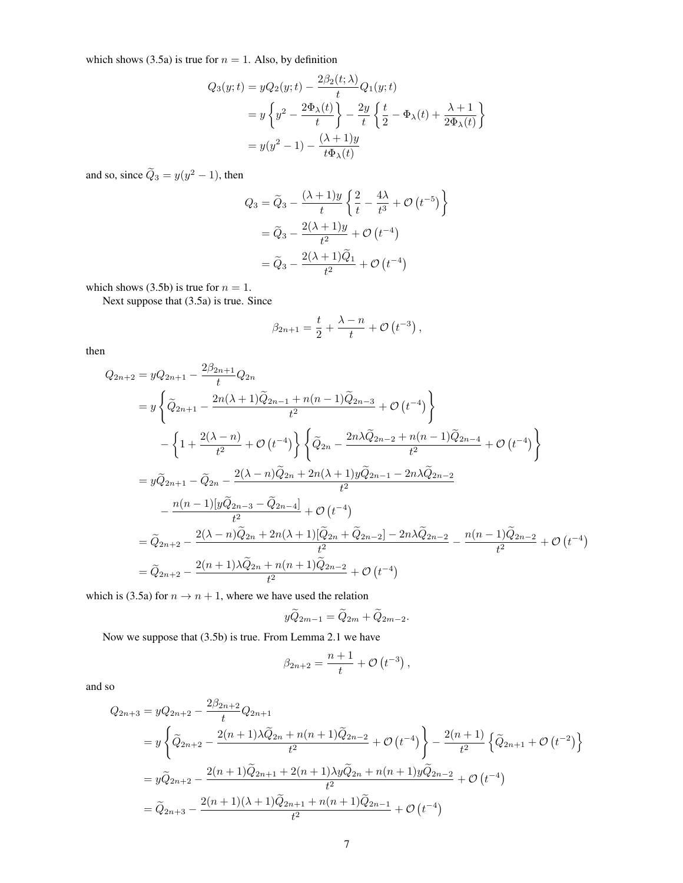which shows (3.5a) is true for $n = 1$. Also, by definition

$$
\begin{aligned}
Q_3(y;t) &= yQ_2(y;t) - \frac{2\beta_2(t;\lambda)}{t} Q_1(y;t) \\
&= y\left\{y^2 - \frac{2\Phi_\lambda(t)}{t}\right\} - \frac{2y}{t}\left\{\frac{t}{2} - \Phi_\lambda(t) + \frac{\lambda+1}{2\Phi_\lambda(t)}\right\} \\
&= y(y^2-1) - \frac{(\lambda+1)y}{t\Phi_\lambda(t)}
\end{aligned}
$$

and so, since $\widetilde{Q}_3 = y(y^2-1)$, then

$$
\begin{aligned}
Q_3 &= \widetilde{Q}_3 - \frac{(\lambda+1)y}{t}\left\{\frac{2}{t} - \frac{4\lambda}{t^3} + \mathcal{O}\left(t^{-5}\right)\right\} \\
&= \widetilde{Q}_3 - \frac{2(\lambda+1)y}{t^2} + \mathcal{O}\left(t^{-4}\right) \\
&= \widetilde{Q}_3 - \frac{2(\lambda+1)\widetilde{Q}_1}{t^2} + \mathcal{O}\left(t^{-4}\right)
\end{aligned}
$$

which shows (3.5b) is true for $n = 1$.

Next suppose that (3.5a) is true. Since

$$
\beta_{2n+1} = \frac{t}{2} + \frac{\lambda - n}{t} + \mathcal{O}\left(t^{-3}\right),
$$

then

$$
\begin{aligned}
Q_{2n+2} &= yQ_{2n+1} - \frac{2\beta_{2n+1}}{t}Q_{2n} \\
&= y\left\{\widetilde{Q}_{2n+1} - \frac{2n(\lambda+1)\widetilde{Q}_{2n-1} + n(n-1)\widetilde{Q}_{2n-3}}{t^2} + \mathcal{O}\left(t^{-4}\right)\right\} \\
&\quad - \left\{1 + \frac{2(\lambda-n)}{t^2} + \mathcal{O}\left(t^{-4}\right)\right\}\left\{\widetilde{Q}_{2n} - \frac{2n\lambda\widetilde{Q}_{2n-2} + n(n-1)\widetilde{Q}_{2n-4}}{t^2} + \mathcal{O}\left(t^{-4}\right)\right\} \\
&= y\widetilde{Q}_{2n+1} - \widetilde{Q}_{2n} - \frac{2(\lambda-n)\widetilde{Q}_{2n} + 2n(\lambda+1)y\widetilde{Q}_{2n-1} - 2n\lambda\widetilde{Q}_{2n-2}}{t^2} \\
&\quad - \frac{n(n-1)[y\widetilde{Q}_{2n-3} - \widetilde{Q}_{2n-4}]}{t^2} + \mathcal{O}\left(t^{-4}\right) \\
&= \widetilde{Q}_{2n+2} - \frac{2(\lambda-n)\widetilde{Q}_{2n} + 2n(\lambda+1)[\widetilde{Q}_{2n} + \widetilde{Q}_{2n-2}] - 2n\lambda\widetilde{Q}_{2n-2}}{t^2} - \frac{n(n-1)\widetilde{Q}_{2n-2}}{t^2} + \mathcal{O}\left(t^{-4}\right) \\
&= \widetilde{Q}_{2n+2} - \frac{2(n+1)\lambda\widetilde{Q}_{2n} + n(n+1)\widetilde{Q}_{2n-2}}{t^2} + \mathcal{O}\left(t^{-4}\right)
\end{aligned}
$$

which is (3.5a) for $n \to n+1$, where we have used the relation

$$
y\widetilde{Q}_{2m-1} = \widetilde{Q}_{2m} + \widetilde{Q}_{2m-2}.
$$

Now we suppose that (3.5b) is true. From Lemma 2.1 we have

$$
\beta_{2n+2} = \frac{n+1}{t} + \mathcal{O}\left(t^{-3}\right),
$$

and so

$$
\begin{aligned}
Q_{2n+3} &= yQ_{2n+2} - \frac{2\beta_{2n+2}}{t}Q_{2n+1} \\
&= y\left\{\widetilde{Q}_{2n+2} - \frac{2(n+1)\lambda\widetilde{Q}_{2n} + n(n+1)\widetilde{Q}_{2n-2}}{t^2} + \mathcal{O}\left(t^{-4}\right)\right\} - \frac{2(n+1)}{t^2}\left\{\widetilde{Q}_{2n+1} + \mathcal{O}\left(t^{-2}\right)\right\} \\
&= y\widetilde{Q}_{2n+2} - \frac{2(n+1)\widetilde{Q}_{2n+1} + 2(n+1)\lambda y\widetilde{Q}_{2n} + n(n+1)y\widetilde{Q}_{2n-2}}{t^2} + \mathcal{O}\left(t^{-4}\right) \\
&= \widetilde{Q}_{2n+3} - \frac{2(n+1)(\lambda+1)\widetilde{Q}_{2n+1} + n(n+1)\widetilde{Q}_{2n-1}}{t^2} + \mathcal{O}\left(t^{-4}\right)
\end{aligned}
$$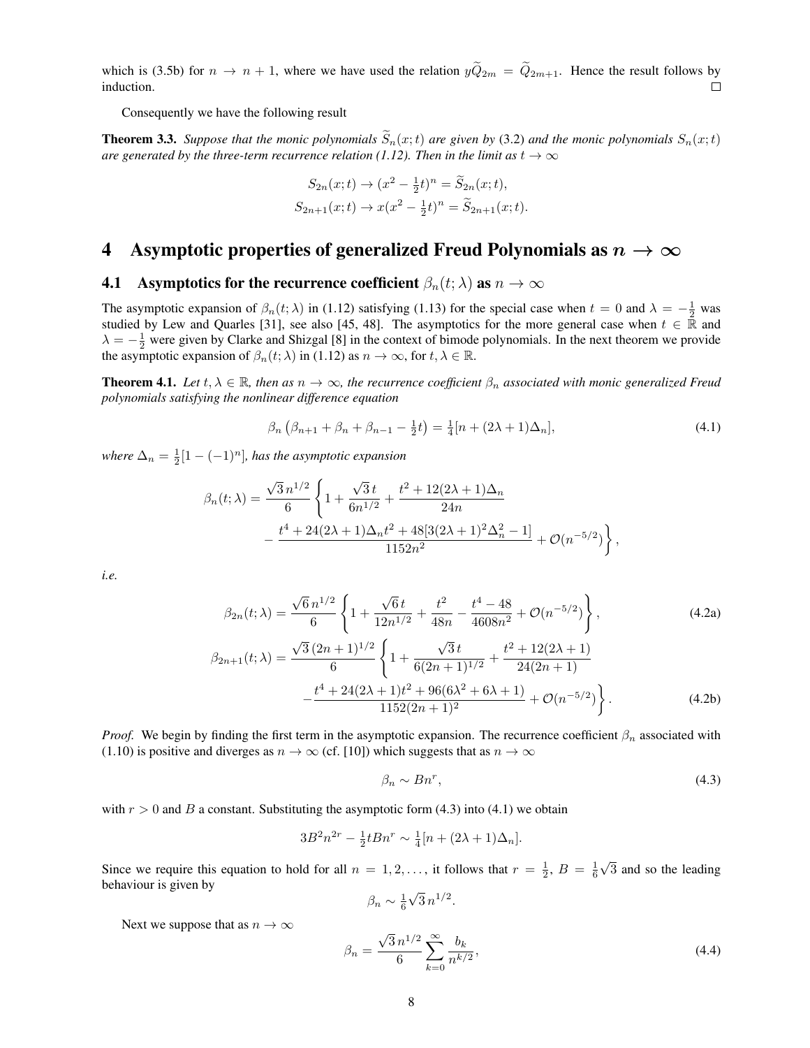which is (3.5b) for $n \to n+1$, where we have used the relation $y\widetilde{Q}_{2m} = \widetilde{Q}_{2m+1}$. Hence the result follows by induction. $\square$

Consequently we have the following result

**Theorem 3.3.** *Suppose that the monic polynomials $\widetilde{S}_n(x;t)$ are given by* (3.2) *and the monic polynomials $S_n(x;t)$ are generated by the three-term recurrence relation (1.12). Then in the limit as $t \to \infty$*

$$S_{2n}(x;t) \to (x^2 - \tfrac{1}{2}t)^n = \widetilde{S}_{2n}(x;t),$$
$$S_{2n+1}(x;t) \to x(x^2 - \tfrac{1}{2}t)^n = \widetilde{S}_{2n+1}(x;t).$$

# 4 Asymptotic properties of generalized Freud Polynomials as $n \to \infty$

## 4.1 Asymptotics for the recurrence coefficient $\beta_n(t;\lambda)$ as $n \to \infty$

The asymptotic expansion of $\beta_n(t;\lambda)$ in (1.12) satisfying (1.13) for the special case when $t = 0$ and $\lambda = -\frac{1}{2}$ was studied by Lew and Quarles [31], see also [45, 48]. The asymptotics for the more general case when $t \in \mathbb{R}$ and $\lambda = -\frac{1}{2}$ were given by Clarke and Shizgal [8] in the context of bimode polynomials. In the next theorem we provide the asymptotic expansion of $\beta_n(t;\lambda)$ in (1.12) as $n \to \infty$, for $t, \lambda \in \mathbb{R}$.

**Theorem 4.1.** *Let $t, \lambda \in \mathbb{R}$, then as $n \to \infty$, the recurrence coefficient $\beta_n$ associated with monic generalized Freud polynomials satisfying the nonlinear difference equation*

$$\beta_n \left(\beta_{n+1} + \beta_n + \beta_{n-1} - \tfrac{1}{2}t\right) = \tfrac{1}{4}[n + (2\lambda+1)\Delta_n], \tag{4.1}$$

*where $\Delta_n = \frac{1}{2}[1-(-1)^n]$, has the asymptotic expansion*

$$\beta_n(t;\lambda) = \frac{\sqrt{3}\,n^{1/2}}{6}\left\{1 + \frac{\sqrt{3}\,t}{6n^{1/2}} + \frac{t^2 + 12(2\lambda+1)\Delta_n}{24n} - \frac{t^4 + 24(2\lambda+1)\Delta_n t^2 + 48[3(2\lambda+1)^2\Delta_n^2 - 1]}{1152n^2} + \mathcal{O}(n^{-5/2})\right\},$$

*i.e.*

$$\beta_{2n}(t;\lambda) = \frac{\sqrt{6}\,n^{1/2}}{6}\left\{1 + \frac{\sqrt{6}\,t}{12n^{1/2}} + \frac{t^2}{48n} - \frac{t^4 - 48}{4608n^2} + \mathcal{O}(n^{-5/2})\right\}, \tag{4.2a}$$

$$\beta_{2n+1}(t;\lambda) = \frac{\sqrt{3}\,(2n+1)^{1/2}}{6}\left\{1 + \frac{\sqrt{3}\,t}{6(2n+1)^{1/2}} + \frac{t^2 + 12(2\lambda+1)}{24(2n+1)} - \frac{t^4 + 24(2\lambda+1)t^2 + 96(6\lambda^2+6\lambda+1)}{1152(2n+1)^2} + \mathcal{O}(n^{-5/2})\right\}. \tag{4.2b}$$

*Proof.* We begin by finding the first term in the asymptotic expansion. The recurrence coefficient $\beta_n$ associated with (1.10) is positive and diverges as $n \to \infty$ (cf. [10]) which suggests that as $n \to \infty$

$$\beta_n \sim Bn^r, \tag{4.3}$$

with $r > 0$ and $B$ a constant. Substituting the asymptotic form (4.3) into (4.1) we obtain

$$3B^2n^{2r} - \tfrac{1}{2}tBn^r \sim \tfrac{1}{4}[n + (2\lambda+1)\Delta_n].$$

Since we require this equation to hold for all $n = 1, 2, \ldots$, it follows that $r = \frac{1}{2}$, $B = \frac{1}{6}\sqrt{3}$ and so the leading behaviour is given by

$$\beta_n \sim \tfrac{1}{6}\sqrt{3}\,n^{1/2}.$$

Next we suppose that as $n \to \infty$

$$\beta_n = \frac{\sqrt{3}\,n^{1/2}}{6}\sum_{k=0}^{\infty}\frac{b_k}{n^{k/2}}, \tag{4.4}$$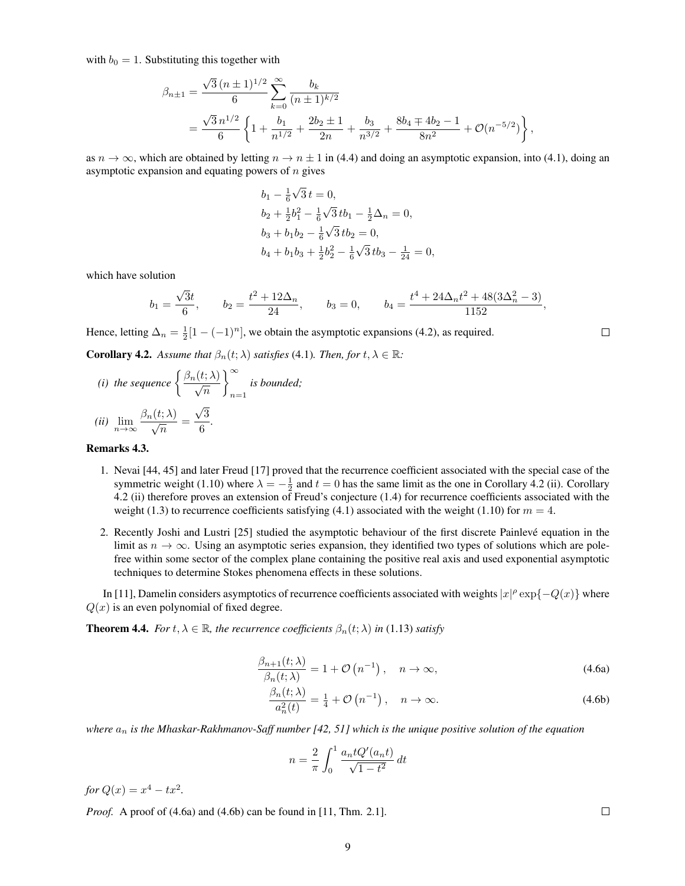with $b_0 = 1$. Substituting this together with

$$
\begin{aligned}
\beta_{n\pm1} &= \frac{\sqrt{3}\,(n\pm1)^{1/2}}{6}\sum_{k=0}^{\infty}\frac{b_k}{(n\pm1)^{k/2}}\\
&= \frac{\sqrt{3}\,n^{1/2}}{6}\left\{1+\frac{b_1}{n^{1/2}}+\frac{2b_2\pm1}{2n}+\frac{b_3}{n^{3/2}}+\frac{8b_4\mp4b_2-1}{8n^2}+\mathcal{O}(n^{-5/2})\right\},
\end{aligned}
$$

as $n\to\infty$, which are obtained by letting $n\to n\pm1$ in (4.4) and doing an asymptotic expansion, into (4.1), doing an asymptotic expansion and equating powers of $n$ gives

$$
\begin{aligned}
&b_1 - \tfrac{1}{6}\sqrt{3}\,t = 0,\\
&b_2 + \tfrac{1}{2}b_1^2 - \tfrac{1}{6}\sqrt{3}\,tb_1 - \tfrac{1}{2}\Delta_n = 0,\\
&b_3 + b_1b_2 - \tfrac{1}{6}\sqrt{3}\,tb_2 = 0,\\
&b_4 + b_1b_3 + \tfrac{1}{2}b_2^2 - \tfrac{1}{6}\sqrt{3}\,tb_3 - \tfrac{1}{24} = 0,
\end{aligned}
$$

which have solution

$$
b_1 = \frac{\sqrt{3}t}{6},\qquad b_2 = \frac{t^2+12\Delta_n}{24},\qquad b_3 = 0,\qquad b_4 = \frac{t^4+24\Delta_n t^2+48(3\Delta_n^2-3)}{1152},
$$

Hence, letting $\Delta_n = \frac{1}{2}[1-(-1)^n]$, we obtain the asymptotic expansions (4.2), as required. □

**Corollary 4.2.** *Assume that $\beta_n(t;\lambda)$ satisfies (4.1). Then, for $t,\lambda\in\mathbb{R}$:*

*(i) the sequence $\left\{\dfrac{\beta_n(t;\lambda)}{\sqrt{n}}\right\}_{n=1}^{\infty}$ is bounded;*

*(ii) $\displaystyle\lim_{n\to\infty}\frac{\beta_n(t;\lambda)}{\sqrt{n}} = \frac{\sqrt{3}}{6}$.*

**Remarks 4.3.**

1. Nevai [44, 45] and later Freud [17] proved that the recurrence coefficient associated with the special case of the symmetric weight (1.10) where $\lambda = -\frac{1}{2}$ and $t = 0$ has the same limit as the one in Corollary 4.2 (ii). Corollary 4.2 (ii) therefore proves an extension of Freud's conjecture (1.4) for recurrence coefficients associated with the weight (1.3) to recurrence coefficients satisfying (4.1) associated with the weight (1.10) for $m = 4$.
2. Recently Joshi and Lustri [25] studied the asymptotic behaviour of the first discrete Painlevé equation in the limit as $n\to\infty$. Using an asymptotic series expansion, they identified two types of solutions which are pole-free within some sector of the complex plane containing the positive real axis and used exponential asymptotic techniques to determine Stokes phenomena effects in these solutions.

In [11], Damelin considers asymptotics of recurrence coefficients associated with weights $|x|^\rho\exp\{-Q(x)\}$ where $Q(x)$ is an even polynomial of fixed degree.

**Theorem 4.4.** *For $t,\lambda\in\mathbb{R}$, the recurrence coefficients $\beta_n(t;\lambda)$ in (1.13) satisfy*

$$
\frac{\beta_{n+1}(t;\lambda)}{\beta_n(t;\lambda)} = 1+\mathcal{O}\left(n^{-1}\right),\quad n\to\infty, \tag{4.6a}
$$

$$
\frac{\beta_n(t;\lambda)}{a_n^2(t)} = \tfrac{1}{4}+\mathcal{O}\left(n^{-1}\right),\quad n\to\infty. \tag{4.6b}
$$

*where $a_n$ is the Mhaskar-Rakhmanov-Saff number [42, 51] which is the unique positive solution of the equation*

$$
n = \frac{2}{\pi}\int_0^1\frac{a_n tQ'(a_n t)}{\sqrt{1-t^2}}\,dt
$$

*for $Q(x) = x^4 - tx^2$.*

*Proof.* A proof of (4.6a) and (4.6b) can be found in [11, Thm. 2.1]. □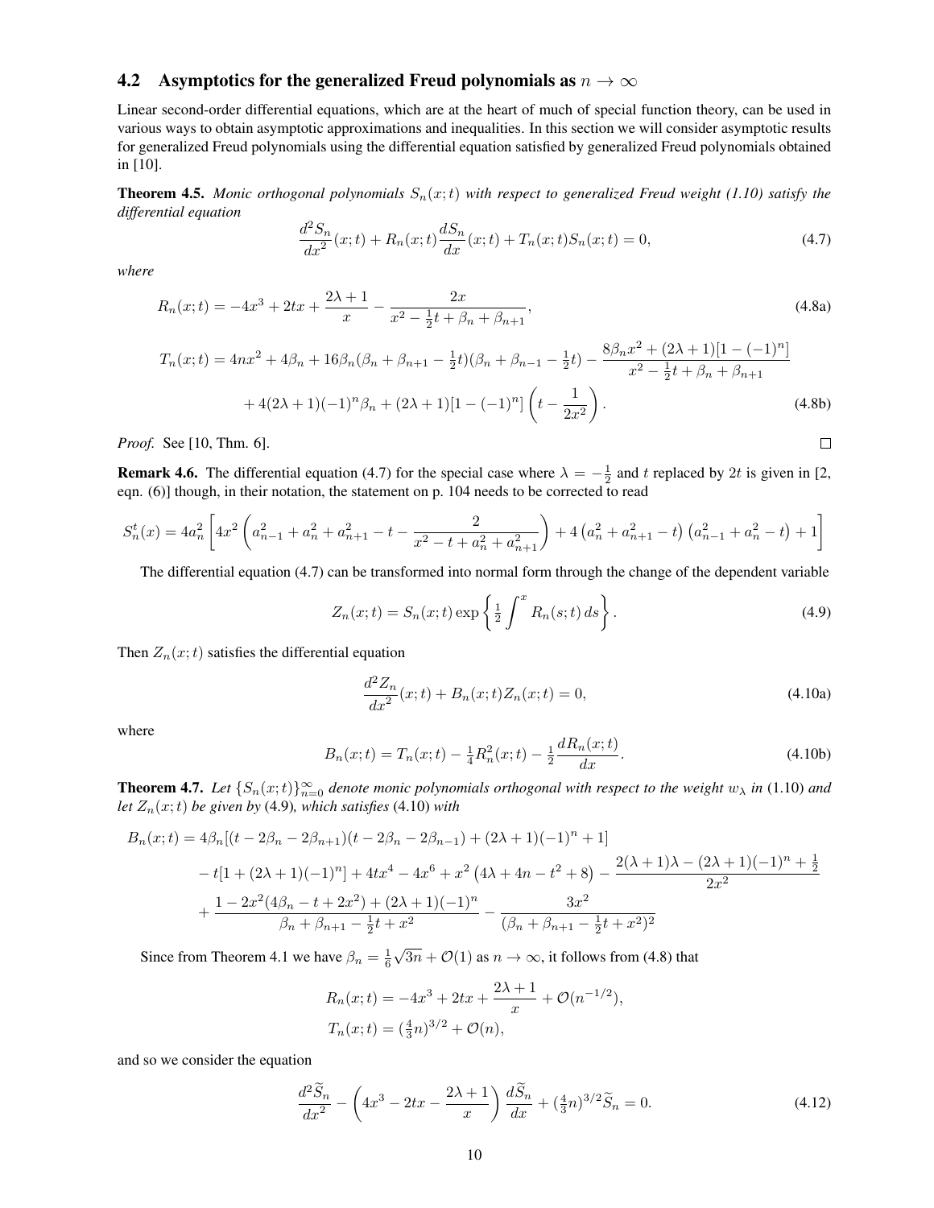## 4.2 Asymptotics for the generalized Freud polynomials as $n \to \infty$

Linear second-order differential equations, which are at the heart of much of special function theory, can be used in various ways to obtain asymptotic approximations and inequalities. In this section we will consider asymptotic results for generalized Freud polynomials using the differential equation satisfied by generalized Freud polynomials obtained in [10].

**Theorem 4.5.** *Monic orthogonal polynomials $S_n(x;t)$ with respect to generalized Freud weight (1.10) satisfy the differential equation*

$$\frac{d^2S_n}{dx^2}(x;t) + R_n(x;t)\frac{dS_n}{dx}(x;t) + T_n(x;t)S_n(x;t) = 0, \tag{4.7}$$

*where*

$$R_n(x;t) = -4x^3 + 2tx + \frac{2\lambda+1}{x} - \frac{2x}{x^2 - \frac{1}{2}t + \beta_n + \beta_{n+1}}, \tag{4.8a}$$

$$\begin{aligned} T_n(x;t) = {} & 4nx^2 + 4\beta_n + 16\beta_n(\beta_n + \beta_{n+1} - \tfrac{1}{2}t)(\beta_n + \beta_{n-1} - \tfrac{1}{2}t) - \frac{8\beta_n x^2 + (2\lambda+1)[1-(-1)^n]}{x^2 - \frac{1}{2}t + \beta_n + \beta_{n+1}} \\ & + 4(2\lambda+1)(-1)^n\beta_n + (2\lambda+1)[1-(-1)^n]\left(t - \frac{1}{2x^2}\right). \end{aligned} \tag{4.8b}$$

*Proof.* See [10, Thm. 6]. $\square$

**Remark 4.6.** The differential equation (4.7) for the special case where $\lambda = -\frac{1}{2}$ and $t$ replaced by $2t$ is given in [2, eqn. (6)] though, in their notation, the statement on p. 104 needs to be corrected to read

$$S_n^t(x) = 4a_n^2\left[4x^2\left(a_{n-1}^2 + a_n^2 + a_{n+1}^2 - t - \frac{2}{x^2 - t + a_n^2 + a_{n+1}^2}\right) + 4\left(a_n^2 + a_{n+1}^2 - t\right)\left(a_{n-1}^2 + a_n^2 - t\right) + 1\right]$$

The differential equation (4.7) can be transformed into normal form through the change of the dependent variable

$$Z_n(x;t) = S_n(x;t)\exp\left\{\tfrac{1}{2}\int^x R_n(s;t)\,ds\right\}. \tag{4.9}$$

Then $Z_n(x;t)$ satisfies the differential equation

$$\frac{d^2Z_n}{dx^2}(x;t) + B_n(x;t)Z_n(x;t) = 0, \tag{4.10a}$$

where

$$B_n(x;t) = T_n(x;t) - \tfrac{1}{4}R_n^2(x;t) - \tfrac{1}{2}\frac{dR_n(x;t)}{dx}. \tag{4.10b}$$

**Theorem 4.7.** *Let $\{S_n(x;t)\}_{n=0}^{\infty}$ denote monic polynomials orthogonal with respect to the weight $w_\lambda$ in* (1.10) *and let $Z_n(x;t)$ be given by* (4.9)*, which satisfies* (4.10) *with*

$$\begin{aligned} B_n(x;t) = {} & 4\beta_n[(t - 2\beta_n - 2\beta_{n+1})(t - 2\beta_n - 2\beta_{n-1}) + (2\lambda+1)(-1)^n + 1] \\ & - t[1 + (2\lambda+1)(-1)^n] + 4tx^4 - 4x^6 + x^2\left(4\lambda + 4n - t^2 + 8\right) - \frac{2(\lambda+1)\lambda - (2\lambda+1)(-1)^n + \frac{1}{2}}{2x^2} \\ & + \frac{1 - 2x^2(4\beta_n - t + 2x^2) + (2\lambda+1)(-1)^n}{\beta_n + \beta_{n+1} - \frac{1}{2}t + x^2} - \frac{3x^2}{(\beta_n + \beta_{n+1} - \frac{1}{2}t + x^2)^2} \end{aligned}$$

Since from Theorem 4.1 we have $\beta_n = \frac{1}{6}\sqrt{3n} + \mathcal{O}(1)$ as $n \to \infty$, it follows from (4.8) that

$$\begin{aligned} R_n(x;t) &= -4x^3 + 2tx + \frac{2\lambda+1}{x} + \mathcal{O}(n^{-1/2}), \\ T_n(x;t) &= (\tfrac{4}{3}n)^{3/2} + \mathcal{O}(n), \end{aligned}$$

and so we consider the equation

$$\frac{d^2\widetilde{S}_n}{dx^2} - \left(4x^3 - 2tx - \frac{2\lambda+1}{x}\right)\frac{d\widetilde{S}_n}{dx} + (\tfrac{4}{3}n)^{3/2}\widetilde{S}_n = 0. \tag{4.12}$$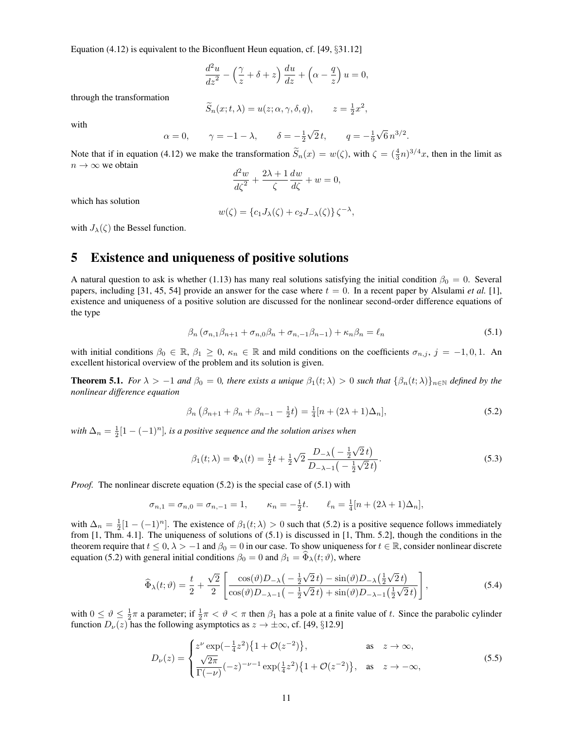Equation (4.12) is equivalent to the Biconfluent Heun equation, cf. [49, §31.12]

$$\frac{d^2u}{dz^2} - \left(\frac{\gamma}{z} + \delta + z\right)\frac{du}{dz} + \left(\alpha - \frac{q}{z}\right)u = 0,$$

through the transformation

$$\widetilde{S}_n(x;t,\lambda) = u(z;\alpha,\gamma,\delta,q), \qquad z = \tfrac{1}{2}x^2,$$

with

$$\alpha = 0, \qquad \gamma = -1-\lambda, \qquad \delta = -\tfrac{1}{2}\sqrt{2}\,t, \qquad q = -\tfrac{1}{9}\sqrt{6}\,n^{3/2}.$$

Note that if in equation (4.12) we make the transformation $\widetilde{S}_n(x) = w(\zeta)$, with $\zeta = (\frac{4}{3}n)^{3/4}x$, then in the limit as $n \to \infty$ we obtain

$$\frac{d^2w}{d\zeta^2} + \frac{2\lambda+1}{\zeta}\frac{dw}{d\zeta} + w = 0,$$

which has solution

$$w(\zeta) = \left\{c_1 J_\lambda(\zeta) + c_2 J_{-\lambda}(\zeta)\right\}\zeta^{-\lambda},$$

with $J_\lambda(\zeta)$ the Bessel function.

# 5 Existence and uniqueness of positive solutions

A natural question to ask is whether (1.13) has many real solutions satisfying the initial condition $\beta_0 = 0$. Several papers, including [31, 45, 54] provide an answer for the case where $t = 0$. In a recent paper by Alsulami *et al.* [1], existence and uniqueness of a positive solution are discussed for the nonlinear second-order difference equations of the type

$$\beta_n\left(\sigma_{n,1}\beta_{n+1} + \sigma_{n,0}\beta_n + \sigma_{n,-1}\beta_{n-1}\right) + \kappa_n\beta_n = \ell_n \tag{5.1}$$

with initial conditions $\beta_0 \in \mathbb{R}$, $\beta_1 \geq 0$, $\kappa_n \in \mathbb{R}$ and mild conditions on the coefficients $\sigma_{n,j}$, $j = -1, 0, 1$. An excellent historical overview of the problem and its solution is given.

**Theorem 5.1.** *For $\lambda > -1$ and $\beta_0 = 0$, there exists a unique $\beta_1(t;\lambda) > 0$ such that $\{\beta_n(t;\lambda)\}_{n\in\mathbb{N}}$ defined by the nonlinear difference equation*

$$\beta_n\left(\beta_{n+1} + \beta_n + \beta_{n-1} - \tfrac{1}{2}t\right) = \tfrac{1}{4}[n + (2\lambda+1)\Delta_n], \tag{5.2}$$

*with $\Delta_n = \frac{1}{2}[1-(-1)^n]$, is a positive sequence and the solution arises when*

$$\beta_1(t;\lambda) = \Phi_\lambda(t) = \tfrac{1}{2}t + \tfrac{1}{2}\sqrt{2}\,\frac{D_{-\lambda}\left(-\frac{1}{2}\sqrt{2}\,t\right)}{D_{-\lambda-1}\left(-\frac{1}{2}\sqrt{2}\,t\right)}. \tag{5.3}$$

*Proof.* The nonlinear discrete equation (5.2) is the special case of (5.1) with

$$\sigma_{n,1} = \sigma_{n,0} = \sigma_{n,-1} = 1, \qquad \kappa_n = -\tfrac{1}{2}t. \qquad \ell_n = \tfrac{1}{4}[n + (2\lambda+1)\Delta_n],$$

with $\Delta_n = \frac{1}{2}[1-(-1)^n]$. The existence of $\beta_1(t;\lambda) > 0$ such that (5.2) is a positive sequence follows immediately from [1, Thm. 4.1]. The uniqueness of solutions of (5.1) is discussed in [1, Thm. 5.2], though the conditions in the theorem require that $t \leq 0$, $\lambda > -1$ and $\beta_0 = 0$ in our case. To show uniqueness for $t \in \mathbb{R}$, consider nonlinear discrete equation (5.2) with general initial conditions $\beta_0 = 0$ and $\beta_1 = \widehat{\Phi}_\lambda(t;\vartheta)$, where

$$\widehat{\Phi}_\lambda(t;\vartheta) = \frac{t}{2} + \frac{\sqrt{2}}{2}\left[\frac{\cos(\vartheta)D_{-\lambda}\left(-\frac{1}{2}\sqrt{2}\,t\right) - \sin(\vartheta)D_{-\lambda}\left(\frac{1}{2}\sqrt{2}\,t\right)}{\cos(\vartheta)D_{-\lambda-1}\left(-\frac{1}{2}\sqrt{2}\,t\right) + \sin(\vartheta)D_{-\lambda-1}\left(\frac{1}{2}\sqrt{2}\,t\right)}\right], \tag{5.4}$$

with $0 \leq \vartheta \leq \frac{1}{2}\pi$ a parameter; if $\frac{1}{2}\pi < \vartheta < \pi$ then $\beta_1$ has a pole at a finite value of $t$. Since the parabolic cylinder function $D_\nu(z)$ has the following asymptotics as $z \to \pm\infty$, cf. [49, §12.9]

$$D_\nu(z) = \begin{cases} z^\nu \exp(-\frac{1}{4}z^2)\left\{1 + \mathcal{O}(z^{-2})\right\}, & \text{as} \quad z \to \infty, \\ \dfrac{\sqrt{2\pi}}{\Gamma(-\nu)}(-z)^{-\nu-1}\exp(\frac{1}{4}z^2)\left\{1 + \mathcal{O}(z^{-2})\right\}, & \text{as} \quad z \to -\infty, \end{cases} \tag{5.5}$$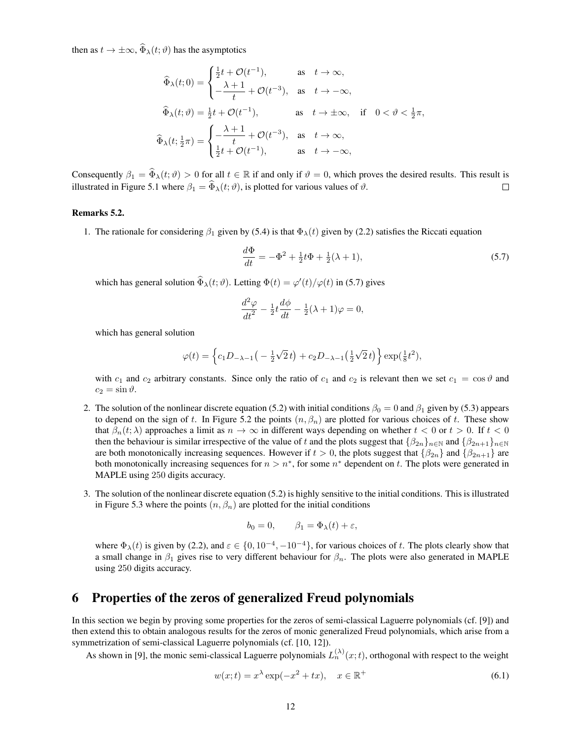then as $t \to \pm\infty$, $\widehat{\Phi}_\lambda(t;\vartheta)$ has the asymptotics

$$
\widehat{\Phi}_\lambda(t;0) = \begin{cases} \tfrac{1}{2}t + \mathcal{O}(t^{-1}), & \text{as} \quad t \to \infty, \\ -\dfrac{\lambda+1}{t} + \mathcal{O}(t^{-3}), & \text{as} \quad t \to -\infty, \end{cases}
$$

$$
\widehat{\Phi}_\lambda(t;\vartheta) = \tfrac{1}{2}t + \mathcal{O}(t^{-1}), \qquad \text{as} \quad t \to \pm\infty, \quad \text{if} \quad 0 < \vartheta < \tfrac{1}{2}\pi,
$$

$$
\widehat{\Phi}_\lambda(t;\tfrac{1}{2}\pi) = \begin{cases} -\dfrac{\lambda+1}{t} + \mathcal{O}(t^{-3}), & \text{as} \quad t \to \infty, \\ \tfrac{1}{2}t + \mathcal{O}(t^{-1}), & \text{as} \quad t \to -\infty, \end{cases}
$$

Consequently $\beta_1 = \widehat{\Phi}_\lambda(t;\vartheta) > 0$ for all $t \in \mathbb{R}$ if and only if $\vartheta = 0$, which proves the desired results. This result is illustrated in Figure 5.1 where $\beta_1 = \widehat{\Phi}_\lambda(t;\vartheta)$, is plotted for various values of $\vartheta$. □

**Remarks 5.2.**

1. The rationale for considering $\beta_1$ given by (5.4) is that $\Phi_\lambda(t)$ given by (2.2) satisfies the Riccati equation

$$
\frac{d\Phi}{dt} = -\Phi^2 + \tfrac{1}{2}t\Phi + \tfrac{1}{2}(\lambda+1), \tag{5.7}
$$

   which has general solution $\widehat{\Phi}_\lambda(t;\vartheta)$. Letting $\Phi(t) = \varphi'(t)/\varphi(t)$ in (5.7) gives

$$
\frac{d^2\varphi}{dt^2} - \tfrac{1}{2}t\frac{d\phi}{dt} - \tfrac{1}{2}(\lambda+1)\varphi = 0,
$$

   which has general solution

$$
\varphi(t) = \Big\{ c_1 D_{-\lambda-1}\big(-\tfrac{1}{2}\sqrt{2}\,t\big) + c_2 D_{-\lambda-1}\big(\tfrac{1}{2}\sqrt{2}\,t\big) \Big\} \exp(\tfrac{1}{8}t^2),
$$

   with $c_1$ and $c_2$ arbitrary constants. Since only the ratio of $c_1$ and $c_2$ is relevant then we set $c_1 = \cos\vartheta$ and $c_2 = \sin\vartheta$.

2. The solution of the nonlinear discrete equation (5.2) with initial conditions $\beta_0 = 0$ and $\beta_1$ given by (5.3) appears to depend on the sign of $t$. In Figure 5.2 the points $(n, \beta_n)$ are plotted for various choices of $t$. These show that $\beta_n(t;\lambda)$ approaches a limit as $n \to \infty$ in different ways depending on whether $t < 0$ or $t > 0$. If $t < 0$ then the behaviour is similar irrespective of the value of $t$ and the plots suggest that $\{\beta_{2n}\}_{n\in\mathbb{N}}$ and $\{\beta_{2n+1}\}_{n\in\mathbb{N}}$ are both monotonically increasing sequences. However if $t > 0$, the plots suggest that $\{\beta_{2n}\}$ and $\{\beta_{2n+1}\}$ are both monotonically increasing sequences for $n > n^*$, for some $n^*$ dependent on $t$. The plots were generated in MAPLE using 250 digits accuracy.

3. The solution of the nonlinear discrete equation (5.2) is highly sensitive to the initial conditions. This is illustrated in Figure 5.3 where the points $(n, \beta_n)$ are plotted for the initial conditions

$$
b_0 = 0, \qquad \beta_1 = \Phi_\lambda(t) + \varepsilon,
$$

   where $\Phi_\lambda(t)$ is given by (2.2), and $\varepsilon \in \{0, 10^{-4}, -10^{-4}\}$, for various choices of $t$. The plots clearly show that a small change in $\beta_1$ gives rise to very different behaviour for $\beta_n$. The plots were also generated in MAPLE using 250 digits accuracy.

## 6 Properties of the zeros of generalized Freud polynomials

In this section we begin by proving some properties for the zeros of semi-classical Laguerre polynomials (cf. [9]) and then extend this to obtain analogous results for the zeros of monic generalized Freud polynomials, which arise from a symmetrization of semi-classical Laguerre polynomials (cf. [10, 12]).

As shown in [9], the monic semi-classical Laguerre polynomials $L_n^{(\lambda)}(x;t)$, orthogonal with respect to the weight

$$
w(x;t) = x^\lambda \exp(-x^2 + tx), \quad x \in \mathbb{R}^+ \tag{6.1}
$$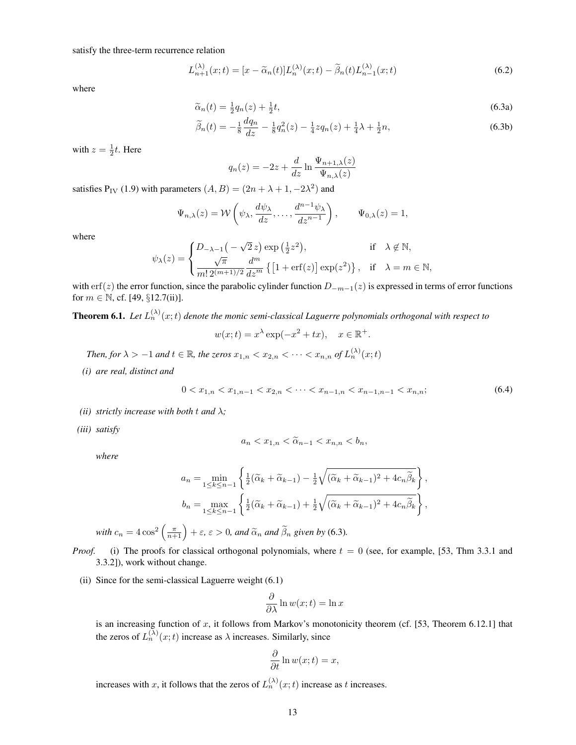satisfy the three-term recurrence relation

$$L_{n+1}^{(\lambda)}(x;t) = [x - \widetilde{\alpha}_n(t)]L_n^{(\lambda)}(x;t) - \widetilde{\beta}_n(t)L_{n-1}^{(\lambda)}(x;t) \tag{6.2}$$

where

$$\widetilde{\alpha}_n(t) = \tfrac{1}{2}q_n(z) + \tfrac{1}{2}t, \tag{6.3a}$$

$$\widetilde{\beta}_n(t) = -\tfrac{1}{8}\frac{dq_n}{dz} - \tfrac{1}{8}q_n^2(z) - \tfrac{1}{4}zq_n(z) + \tfrac{1}{4}\lambda + \tfrac{1}{2}n, \tag{6.3b}$$

with $z = \frac{1}{2}t$. Here

$$q_n(z) = -2z + \frac{d}{dz}\ln\frac{\Psi_{n+1,\lambda}(z)}{\Psi_{n,\lambda}(z)}$$

satisfies $\mathrm{P_{IV}}$ (1.9) with parameters $(A, B) = (2n + \lambda + 1, -2\lambda^2)$ and

$$\Psi_{n,\lambda}(z) = \mathcal{W}\left(\psi_\lambda, \frac{d\psi_\lambda}{dz}, \ldots, \frac{d^{n-1}\psi_\lambda}{dz^{n-1}}\right), \qquad \Psi_{0,\lambda}(z) = 1,$$

where

$$\psi_\lambda(z) = \begin{cases} D_{-\lambda-1}\big(-\sqrt{2}\,z\big)\exp\big(\tfrac{1}{2}z^2\big), & \text{if} \quad \lambda \notin \mathbb{N}, \\ \dfrac{\sqrt{\pi}}{m!\,2^{(m+1)/2}}\dfrac{d^m}{dz^m}\left\{\big[1 + \operatorname{erf}(z)\big]\exp(z^2)\right\}, & \text{if} \quad \lambda = m \in \mathbb{N}, \end{cases}$$

with $\operatorname{erf}(z)$ the error function, since the parabolic cylinder function $D_{-m-1}(z)$ is expressed in terms of error functions for $m \in \mathbb{N}$, cf. [49, §12.7(ii)].

**Theorem 6.1.** *Let $L_n^{(\lambda)}(x;t)$ denote the monic semi-classical Laguerre polynomials orthogonal with respect to*

$$w(x;t) = x^\lambda \exp(-x^2 + tx), \quad x \in \mathbb{R}^+.$$

*Then, for $\lambda > -1$ and $t \in \mathbb{R}$, the zeros $x_{1,n} < x_{2,n} < \cdots < x_{n,n}$ of $L_n^{(\lambda)}(x;t)$*

*(i) are real, distinct and*

$$0 < x_{1,n} < x_{1,n-1} < x_{2,n} < \cdots < x_{n-1,n} < x_{n-1,n-1} < x_{n,n}; \tag{6.4}$$

*(ii) strictly increase with both $t$ and $\lambda$;*

*(iii) satisfy*

$$a_n < x_{1,n} < \widetilde{\alpha}_{n-1} < x_{n,n} < b_n,$$

*where*

$$a_n = \min_{1\le k\le n-1}\left\{\tfrac{1}{2}(\widetilde{\alpha}_k + \widetilde{\alpha}_{k-1}) - \tfrac{1}{2}\sqrt{(\widetilde{\alpha}_k + \widetilde{\alpha}_{k-1})^2 + 4c_n\widetilde{\beta}_k}\right\},$$

$$b_n = \max_{1\le k\le n-1}\left\{\tfrac{1}{2}(\widetilde{\alpha}_k + \widetilde{\alpha}_{k-1}) + \tfrac{1}{2}\sqrt{(\widetilde{\alpha}_k + \widetilde{\alpha}_{k-1})^2 + 4c_n\widetilde{\beta}_k}\right\},$$

*with $c_n = 4\cos^2\left(\frac{\pi}{n+1}\right) + \varepsilon$, $\varepsilon > 0$, and $\widetilde{\alpha}_n$ and $\widetilde{\beta}_n$ given by* (6.3)*.*

*Proof.* (i) The proofs for classical orthogonal polynomials, where $t = 0$ (see, for example, [53, Thm 3.3.1 and 3.3.2]), work without change.

(ii) Since for the semi-classical Laguerre weight (6.1)

$$\frac{\partial}{\partial\lambda}\ln w(x;t) = \ln x$$

is an increasing function of $x$, it follows from Markov's monotonicity theorem (cf. [53, Theorem 6.12.1] that the zeros of $L_n^{(\lambda)}(x;t)$ increase as $\lambda$ increases. Similarly, since

$$\frac{\partial}{\partial t}\ln w(x;t) = x,$$

increases with $x$, it follows that the zeros of $L_n^{(\lambda)}(x;t)$ increase as $t$ increases.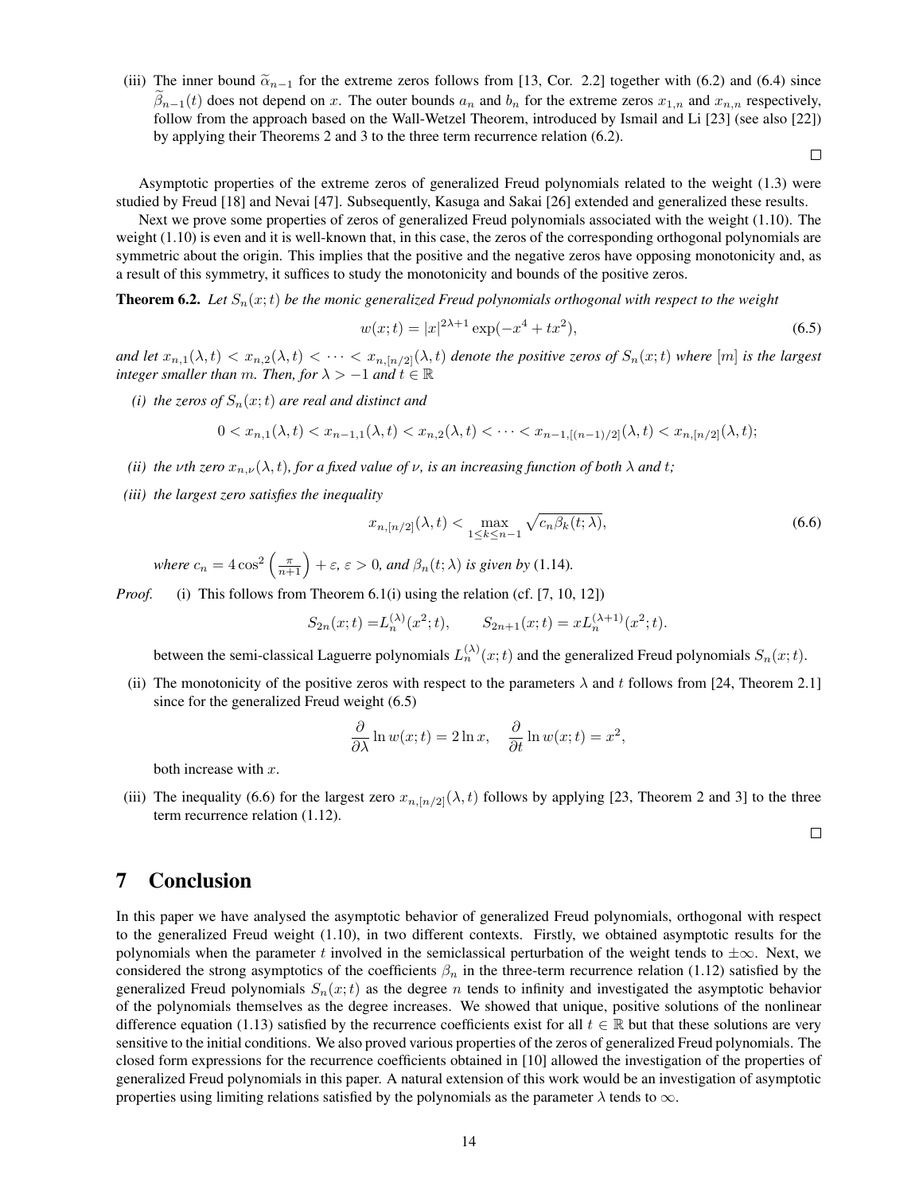(iii) The inner bound $\widetilde{\alpha}_{n-1}$ for the extreme zeros follows from [13, Cor. 2.2] together with (6.2) and (6.4) since $\widetilde{\beta}_{n-1}(t)$ does not depend on $x$. The outer bounds $a_n$ and $b_n$ for the extreme zeros $x_{1,n}$ and $x_{n,n}$ respectively, follow from the approach based on the Wall-Wetzel Theorem, introduced by Ismail and Li [23] (see also [22]) by applying their Theorems 2 and 3 to the three term recurrence relation (6.2).

□

Asymptotic properties of the extreme zeros of generalized Freud polynomials related to the weight (1.3) were studied by Freud [18] and Nevai [47]. Subsequently, Kasuga and Sakai [26] extended and generalized these results.

Next we prove some properties of zeros of generalized Freud polynomials associated with the weight (1.10). The weight (1.10) is even and it is well-known that, in this case, the zeros of the corresponding orthogonal polynomials are symmetric about the origin. This implies that the positive and the negative zeros have opposing monotonicity and, as a result of this symmetry, it suffices to study the monotonicity and bounds of the positive zeros.

**Theorem 6.2.** *Let $S_n(x;t)$ be the monic generalized Freud polynomials orthogonal with respect to the weight*

$$w(x;t) = |x|^{2\lambda+1}\exp(-x^4+tx^2), \tag{6.5}$$

*and let $x_{n,1}(\lambda,t) < x_{n,2}(\lambda,t) < \cdots < x_{n,[n/2]}(\lambda,t)$ denote the positive zeros of $S_n(x;t)$ where $[m]$ is the largest integer smaller than $m$. Then, for $\lambda > -1$ and $t \in \mathbb{R}$*

*(i) the zeros of $S_n(x;t)$ are real and distinct and*

$$0 < x_{n,1}(\lambda,t) < x_{n-1,1}(\lambda,t) < x_{n,2}(\lambda,t) < \cdots < x_{n-1,[(n-1)/2]}(\lambda,t) < x_{n,[n/2]}(\lambda,t);$$

*(ii) the $\nu$th zero $x_{n,\nu}(\lambda,t)$, for a fixed value of $\nu$, is an increasing function of both $\lambda$ and $t$;*

*(iii) the largest zero satisfies the inequality*

$$x_{n,[n/2]}(\lambda,t) < \max_{1\le k\le n-1}\sqrt{c_n\beta_k(t;\lambda)}, \tag{6.6}$$

*where $c_n = 4\cos^2\left(\frac{\pi}{n+1}\right)+\varepsilon$, $\varepsilon>0$, and $\beta_n(t;\lambda)$ is given by* (1.14).

*Proof.* (i) This follows from Theorem 6.1(i) using the relation (cf. [7, 10, 12])

$$S_{2n}(x;t) = L_n^{(\lambda)}(x^2;t), \qquad S_{2n+1}(x;t) = xL_n^{(\lambda+1)}(x^2;t).$$

between the semi-classical Laguerre polynomials $L_n^{(\lambda)}(x;t)$ and the generalized Freud polynomials $S_n(x;t)$.

(ii) The monotonicity of the positive zeros with respect to the parameters $\lambda$ and $t$ follows from [24, Theorem 2.1] since for the generalized Freud weight (6.5)

$$\frac{\partial}{\partial\lambda}\ln w(x;t) = 2\ln x, \quad \frac{\partial}{\partial t}\ln w(x;t) = x^2,$$

both increase with $x$.

(iii) The inequality (6.6) for the largest zero $x_{n,[n/2]}(\lambda,t)$ follows by applying [23, Theorem 2 and 3] to the three term recurrence relation (1.12).

□

# 7 Conclusion

In this paper we have analysed the asymptotic behavior of generalized Freud polynomials, orthogonal with respect to the generalized Freud weight (1.10), in two different contexts. Firstly, we obtained asymptotic results for the polynomials when the parameter $t$ involved in the semiclassical perturbation of the weight tends to $\pm\infty$. Next, we considered the strong asymptotics of the coefficients $\beta_n$ in the three-term recurrence relation (1.12) satisfied by the generalized Freud polynomials $S_n(x;t)$ as the degree $n$ tends to infinity and investigated the asymptotic behavior of the polynomials themselves as the degree increases. We showed that unique, positive solutions of the nonlinear difference equation (1.13) satisfied by the recurrence coefficients exist for all $t\in\mathbb{R}$ but that these solutions are very sensitive to the initial conditions. We also proved various properties of the zeros of generalized Freud polynomials. The closed form expressions for the recurrence coefficients obtained in [10] allowed the investigation of the properties of generalized Freud polynomials in this paper. A natural extension of this work would be an investigation of asymptotic properties using limiting relations satisfied by the polynomials as the parameter $\lambda$ tends to $\infty$.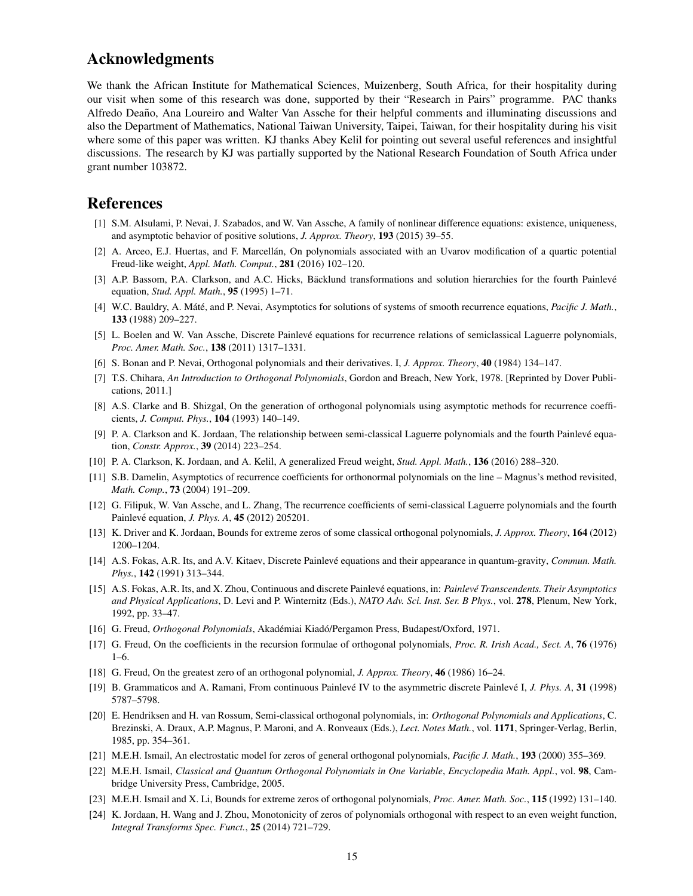## Acknowledgments

We thank the African Institute for Mathematical Sciences, Muizenberg, South Africa, for their hospitality during our visit when some of this research was done, supported by their "Research in Pairs" programme. PAC thanks Alfredo Deaño, Ana Loureiro and Walter Van Assche for their helpful comments and illuminating discussions and also the Department of Mathematics, National Taiwan University, Taipei, Taiwan, for their hospitality during his visit where some of this paper was written. KJ thanks Abey Kelil for pointing out several useful references and insightful discussions. The research by KJ was partially supported by the National Research Foundation of South Africa under grant number 103872.

## References

[1] S.M. Alsulami, P. Nevai, J. Szabados, and W. Van Assche, A family of nonlinear difference equations: existence, uniqueness, and asymptotic behavior of positive solutions, *J. Approx. Theory*, **193** (2015) 39–55.

[2] A. Arceo, E.J. Huertas, and F. Marcellán, On polynomials associated with an Uvarov modification of a quartic potential Freud-like weight, *Appl. Math. Comput.*, **281** (2016) 102–120.

[3] A.P. Bassom, P.A. Clarkson, and A.C. Hicks, Bäcklund transformations and solution hierarchies for the fourth Painlevé equation, *Stud. Appl. Math.*, **95** (1995) 1–71.

[4] W.C. Bauldry, A. Máté, and P. Nevai, Asymptotics for solutions of systems of smooth recurrence equations, *Pacific J. Math.*, **133** (1988) 209–227.

[5] L. Boelen and W. Van Assche, Discrete Painlevé equations for recurrence relations of semiclassical Laguerre polynomials, *Proc. Amer. Math. Soc.*, **138** (2011) 1317–1331.

[6] S. Bonan and P. Nevai, Orthogonal polynomials and their derivatives. I, *J. Approx. Theory*, **40** (1984) 134–147.

[7] T.S. Chihara, *An Introduction to Orthogonal Polynomials*, Gordon and Breach, New York, 1978. [Reprinted by Dover Publications, 2011.]

[8] A.S. Clarke and B. Shizgal, On the generation of orthogonal polynomials using asymptotic methods for recurrence coefficients, *J. Comput. Phys.*, **104** (1993) 140–149.

[9] P. A. Clarkson and K. Jordaan, The relationship between semi-classical Laguerre polynomials and the fourth Painlevé equation, *Constr. Approx.*, **39** (2014) 223–254.

[10] P. A. Clarkson, K. Jordaan, and A. Kelil, A generalized Freud weight, *Stud. Appl. Math.*, **136** (2016) 288–320.

[11] S.B. Damelin, Asymptotics of recurrence coefficients for orthonormal polynomials on the line – Magnus's method revisited, *Math. Comp.*, **73** (2004) 191–209.

[12] G. Filipuk, W. Van Assche, and L. Zhang, The recurrence coefficients of semi-classical Laguerre polynomials and the fourth Painlevé equation, *J. Phys. A*, **45** (2012) 205201.

[13] K. Driver and K. Jordaan, Bounds for extreme zeros of some classical orthogonal polynomials, *J. Approx. Theory*, **164** (2012) 1200–1204.

[14] A.S. Fokas, A.R. Its, and A.V. Kitaev, Discrete Painlevé equations and their appearance in quantum-gravity, *Commun. Math. Phys.*, **142** (1991) 313–344.

[15] A.S. Fokas, A.R. Its, and X. Zhou, Continuous and discrete Painlevé equations, in: *Painlevé Transcendents. Their Asymptotics and Physical Applications*, D. Levi and P. Winternitz (Eds.), *NATO Adv. Sci. Inst. Ser. B Phys.*, vol. **278**, Plenum, New York, 1992, pp. 33–47.

[16] G. Freud, *Orthogonal Polynomials*, Akadémiai Kiadó/Pergamon Press, Budapest/Oxford, 1971.

[17] G. Freud, On the coefficients in the recursion formulae of orthogonal polynomials, *Proc. R. Irish Acad., Sect. A*, **76** (1976) 1–6.

[18] G. Freud, On the greatest zero of an orthogonal polynomial, *J. Approx. Theory*, **46** (1986) 16–24.

[19] B. Grammaticos and A. Ramani, From continuous Painlevé IV to the asymmetric discrete Painlevé I, *J. Phys. A*, **31** (1998) 5787–5798.

[20] E. Hendriksen and H. van Rossum, Semi-classical orthogonal polynomials, in: *Orthogonal Polynomials and Applications*, C. Brezinski, A. Draux, A.P. Magnus, P. Maroni, and A. Ronveaux (Eds.), *Lect. Notes Math.*, vol. **1171**, Springer-Verlag, Berlin, 1985, pp. 354–361.

[21] M.E.H. Ismail, An electrostatic model for zeros of general orthogonal polynomials, *Pacific J. Math.*, **193** (2000) 355–369.

[22] M.E.H. Ismail, *Classical and Quantum Orthogonal Polynomials in One Variable*, *Encyclopedia Math. Appl.*, vol. **98**, Cambridge University Press, Cambridge, 2005.

[23] M.E.H. Ismail and X. Li, Bounds for extreme zeros of orthogonal polynomials, *Proc. Amer. Math. Soc.*, **115** (1992) 131–140.

[24] K. Jordaan, H. Wang and J. Zhou, Monotonicity of zeros of polynomials orthogonal with respect to an even weight function, *Integral Transforms Spec. Funct.*, **25** (2014) 721–729.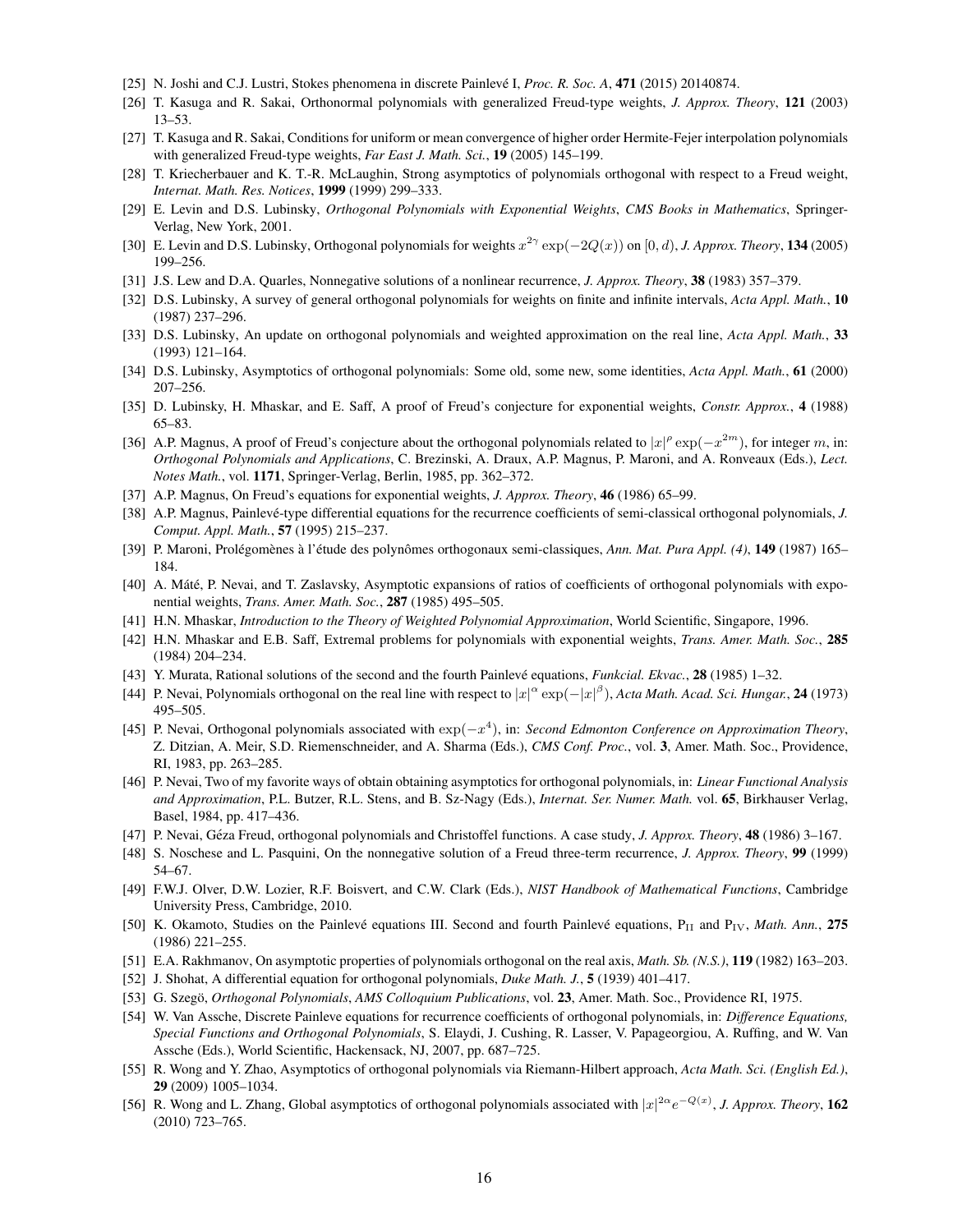[25] N. Joshi and C.J. Lustri, Stokes phenomena in discrete Painlevé I, *Proc. R. Soc. A*, **471** (2015) 20140874.

[26] T. Kasuga and R. Sakai, Orthonormal polynomials with generalized Freud-type weights, *J. Approx. Theory*, **121** (2003) 13–53.

[27] T. Kasuga and R. Sakai, Conditions for uniform or mean convergence of higher order Hermite-Fejer interpolation polynomials with generalized Freud-type weights, *Far East J. Math. Sci.*, **19** (2005) 145–199.

[28] T. Kriecherbauer and K. T.-R. McLaughin, Strong asymptotics of polynomials orthogonal with respect to a Freud weight, *Internat. Math. Res. Notices*, **1999** (1999) 299–333.

[29] E. Levin and D.S. Lubinsky, *Orthogonal Polynomials with Exponential Weights*, *CMS Books in Mathematics*, Springer-Verlag, New York, 2001.

[30] E. Levin and D.S. Lubinsky, Orthogonal polynomials for weights $x^{2\gamma}\exp(-2Q(x))$ on $[0,d)$, *J. Approx. Theory*, **134** (2005) 199–256.

[31] J.S. Lew and D.A. Quarles, Nonnegative solutions of a nonlinear recurrence, *J. Approx. Theory*, **38** (1983) 357–379.

[32] D.S. Lubinsky, A survey of general orthogonal polynomials for weights on finite and infinite intervals, *Acta Appl. Math.*, **10** (1987) 237–296.

[33] D.S. Lubinsky, An update on orthogonal polynomials and weighted approximation on the real line, *Acta Appl. Math.*, **33** (1993) 121–164.

[34] D.S. Lubinsky, Asymptotics of orthogonal polynomials: Some old, some new, some identities, *Acta Appl. Math.*, **61** (2000) 207–256.

[35] D. Lubinsky, H. Mhaskar, and E. Saff, A proof of Freud's conjecture for exponential weights, *Constr. Approx.*, **4** (1988) 65–83.

[36] A.P. Magnus, A proof of Freud's conjecture about the orthogonal polynomials related to $|x|^{\rho}\exp(-x^{2m})$, for integer $m$, in: *Orthogonal Polynomials and Applications*, C. Brezinski, A. Draux, A.P. Magnus, P. Maroni, and A. Ronveaux (Eds.), *Lect. Notes Math.*, vol. **1171**, Springer-Verlag, Berlin, 1985, pp. 362–372.

[37] A.P. Magnus, On Freud's equations for exponential weights, *J. Approx. Theory*, **46** (1986) 65–99.

[38] A.P. Magnus, Painlevé-type differential equations for the recurrence coefficients of semi-classical orthogonal polynomials, *J. Comput. Appl. Math.*, **57** (1995) 215–237.

[39] P. Maroni, Prolégomènes à l'étude des polynômes orthogonaux semi-classiques, *Ann. Mat. Pura Appl. (4)*, **149** (1987) 165–184.

[40] A. Máté, P. Nevai, and T. Zaslavsky, Asymptotic expansions of ratios of coefficients of orthogonal polynomials with exponential weights, *Trans. Amer. Math. Soc.*, **287** (1985) 495–505.

[41] H.N. Mhaskar, *Introduction to the Theory of Weighted Polynomial Approximation*, World Scientific, Singapore, 1996.

[42] H.N. Mhaskar and E.B. Saff, Extremal problems for polynomials with exponential weights, *Trans. Amer. Math. Soc.*, **285** (1984) 204–234.

[43] Y. Murata, Rational solutions of the second and the fourth Painlevé equations, *Funkcial. Ekvac.*, **28** (1985) 1–32.

[44] P. Nevai, Polynomials orthogonal on the real line with respect to $|x|^{\alpha}\exp(-|x|^{\beta})$, *Acta Math. Acad. Sci. Hungar.*, **24** (1973) 495–505.

[45] P. Nevai, Orthogonal polynomials associated with $\exp(-x^4)$, in: *Second Edmonton Conference on Approximation Theory*, Z. Ditzian, A. Meir, S.D. Riemenschneider, and A. Sharma (Eds.), *CMS Conf. Proc.*, vol. **3**, Amer. Math. Soc., Providence, RI, 1983, pp. 263–285.

[46] P. Nevai, Two of my favorite ways of obtain obtaining asymptotics for orthogonal polynomials, in: *Linear Functional Analysis and Approximation*, P.L. Butzer, R.L. Stens, and B. Sz-Nagy (Eds.), *Internat. Ser. Numer. Math.* vol. **65**, Birkhauser Verlag, Basel, 1984, pp. 417–436.

[47] P. Nevai, Géza Freud, orthogonal polynomials and Christoffel functions. A case study, *J. Approx. Theory*, **48** (1986) 3–167.

[48] S. Noschese and L. Pasquini, On the nonnegative solution of a Freud three-term recurrence, *J. Approx. Theory*, **99** (1999) 54–67.

[49] F.W.J. Olver, D.W. Lozier, R.F. Boisvert, and C.W. Clark (Eds.), *NIST Handbook of Mathematical Functions*, Cambridge University Press, Cambridge, 2010.

[50] K. Okamoto, Studies on the Painlevé equations III. Second and fourth Painlevé equations, $\mathrm{P_{II}}$ and $\mathrm{P_{IV}}$, *Math. Ann.*, **275** (1986) 221–255.

[51] E.A. Rakhmanov, On asymptotic properties of polynomials orthogonal on the real axis, *Math. Sb. (N.S.)*, **119** (1982) 163–203.

[52] J. Shohat, A differential equation for orthogonal polynomials, *Duke Math. J.*, **5** (1939) 401–417.

[53] G. Szegö, *Orthogonal Polynomials*, *AMS Colloquium Publications*, vol. **23**, Amer. Math. Soc., Providence RI, 1975.

[54] W. Van Assche, Discrete Painleve equations for recurrence coefficients of orthogonal polynomials, in: *Difference Equations, Special Functions and Orthogonal Polynomials*, S. Elaydi, J. Cushing, R. Lasser, V. Papageorgiou, A. Ruffing, and W. Van Assche (Eds.), World Scientific, Hackensack, NJ, 2007, pp. 687–725.

[55] R. Wong and Y. Zhao, Asymptotics of orthogonal polynomials via Riemann-Hilbert approach, *Acta Math. Sci. (English Ed.)*, **29** (2009) 1005–1034.

[56] R. Wong and L. Zhang, Global asymptotics of orthogonal polynomials associated with $|x|^{2\alpha}e^{-Q(x)}$, *J. Approx. Theory*, **162** (2010) 723–765.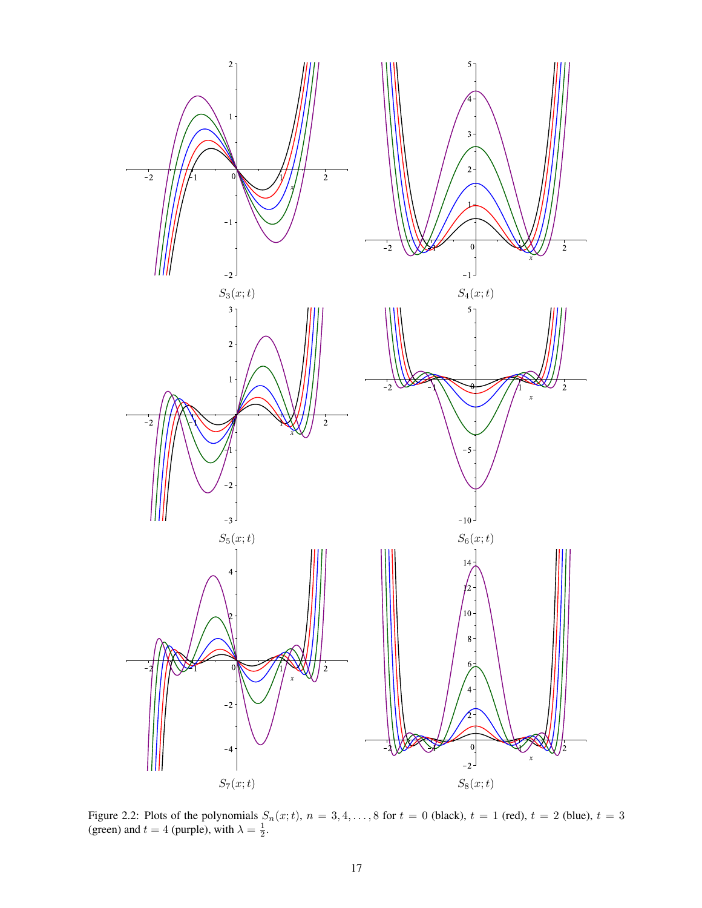$S_3(x;t)$

$S_4(x;t)$

$S_5(x;t)$

$S_6(x;t)$

$S_7(x;t)$

$S_8(x;t)$

Figure 2.2: Plots of the polynomials $S_n(x;t)$, $n = 3, 4, \ldots, 8$ for $t = 0$ (black), $t = 1$ (red), $t = 2$ (blue), $t = 3$ (green) and $t = 4$ (purple), with $\lambda = \frac{1}{2}$.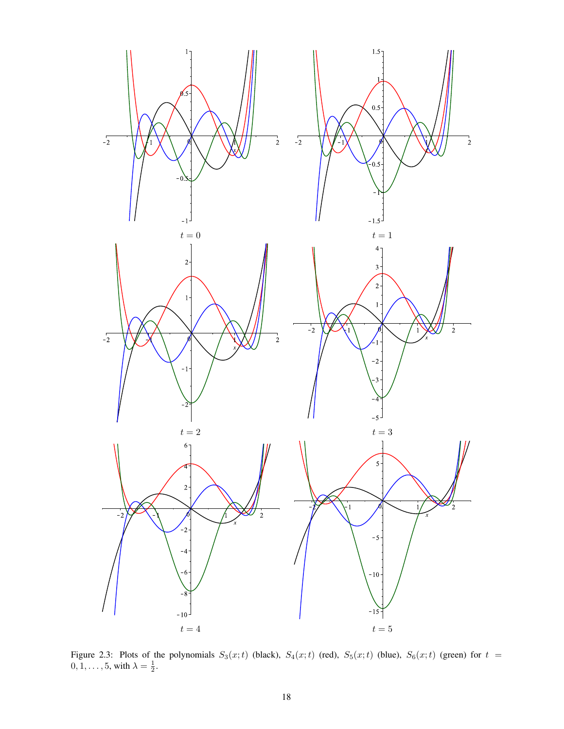$t = 0$

$t = 1$

$t = 2$

$t = 3$

$t = 4$

$t = 5$

Figure 2.3: Plots of the polynomials $S_3(x;t)$ (black), $S_4(x;t)$ (red), $S_5(x;t)$ (blue), $S_6(x;t)$ (green) for $t = 0, 1, \ldots, 5$, with $\lambda = \frac{1}{2}$.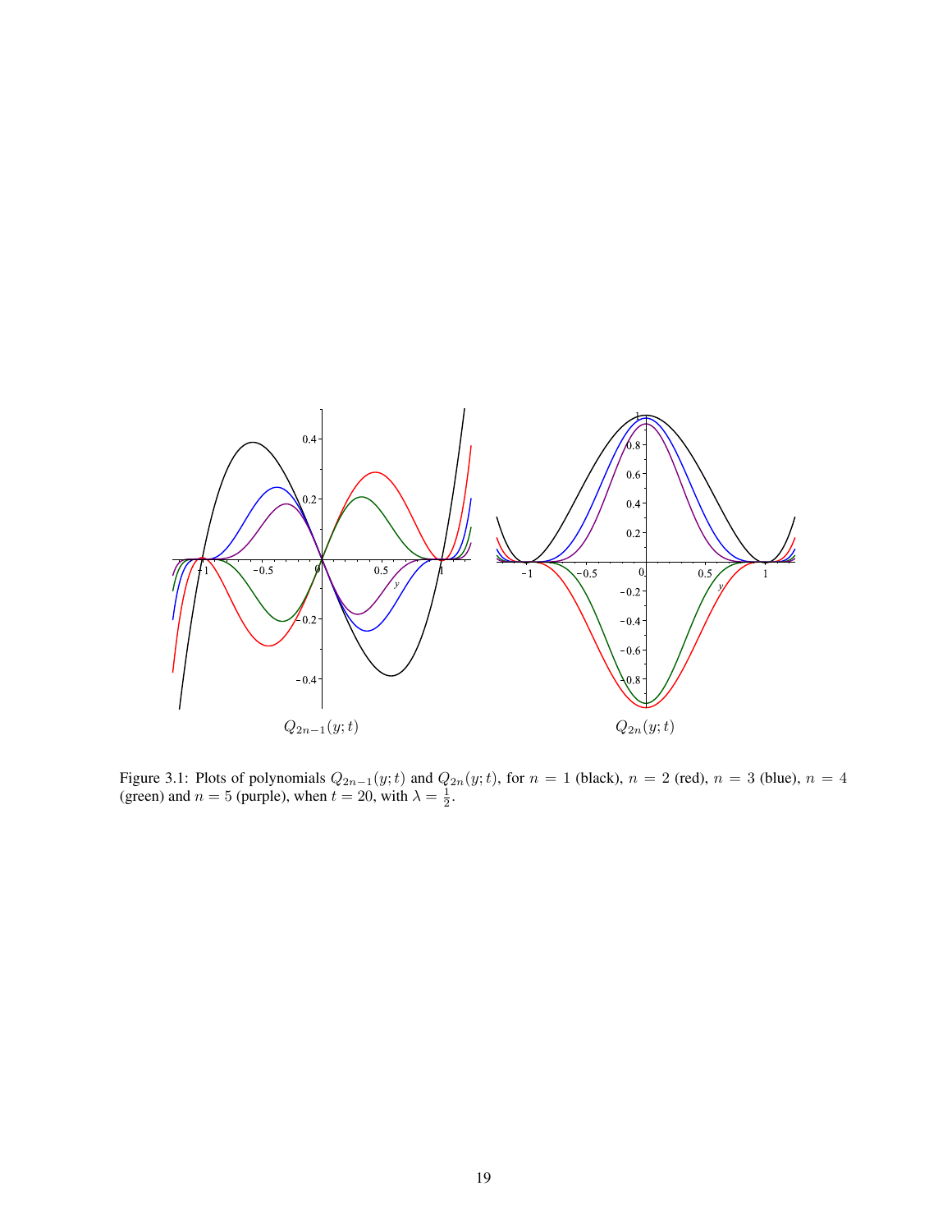$Q_{2n-1}(y;t)$ $\qquad$ $Q_{2n}(y;t)$

Figure 3.1: Plots of polynomials $Q_{2n-1}(y;t)$ and $Q_{2n}(y;t)$, for $n = 1$ (black), $n = 2$ (red), $n = 3$ (blue), $n = 4$ (green) and $n = 5$ (purple), when $t = 20$, with $\lambda = \frac{1}{2}$.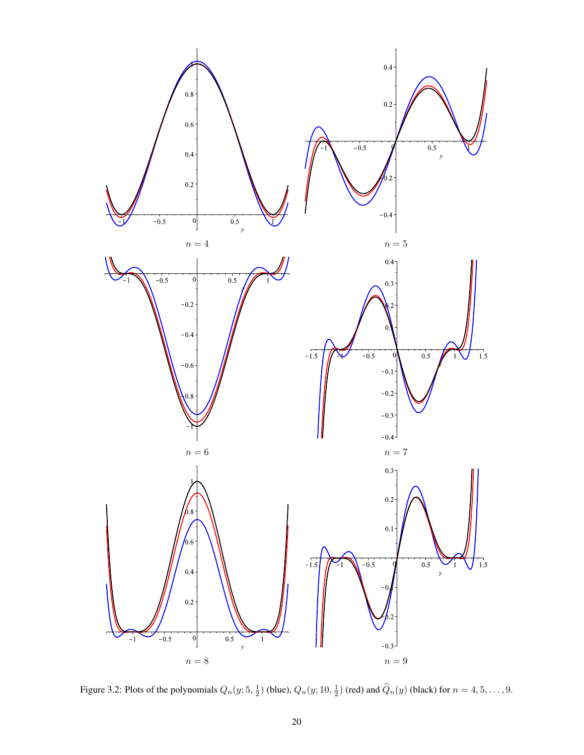$n = 4$

$n = 5$

$n = 6$

$n = 7$

$n = 8$

$n = 9$

Figure 3.2: Plots of the polynomials $Q_n(y; 5, \frac{1}{2})$ (blue), $Q_n(y; 10, \frac{1}{2})$ (red) and $\widetilde{Q}_n(y)$ (black) for $n = 4, 5, \ldots, 9$.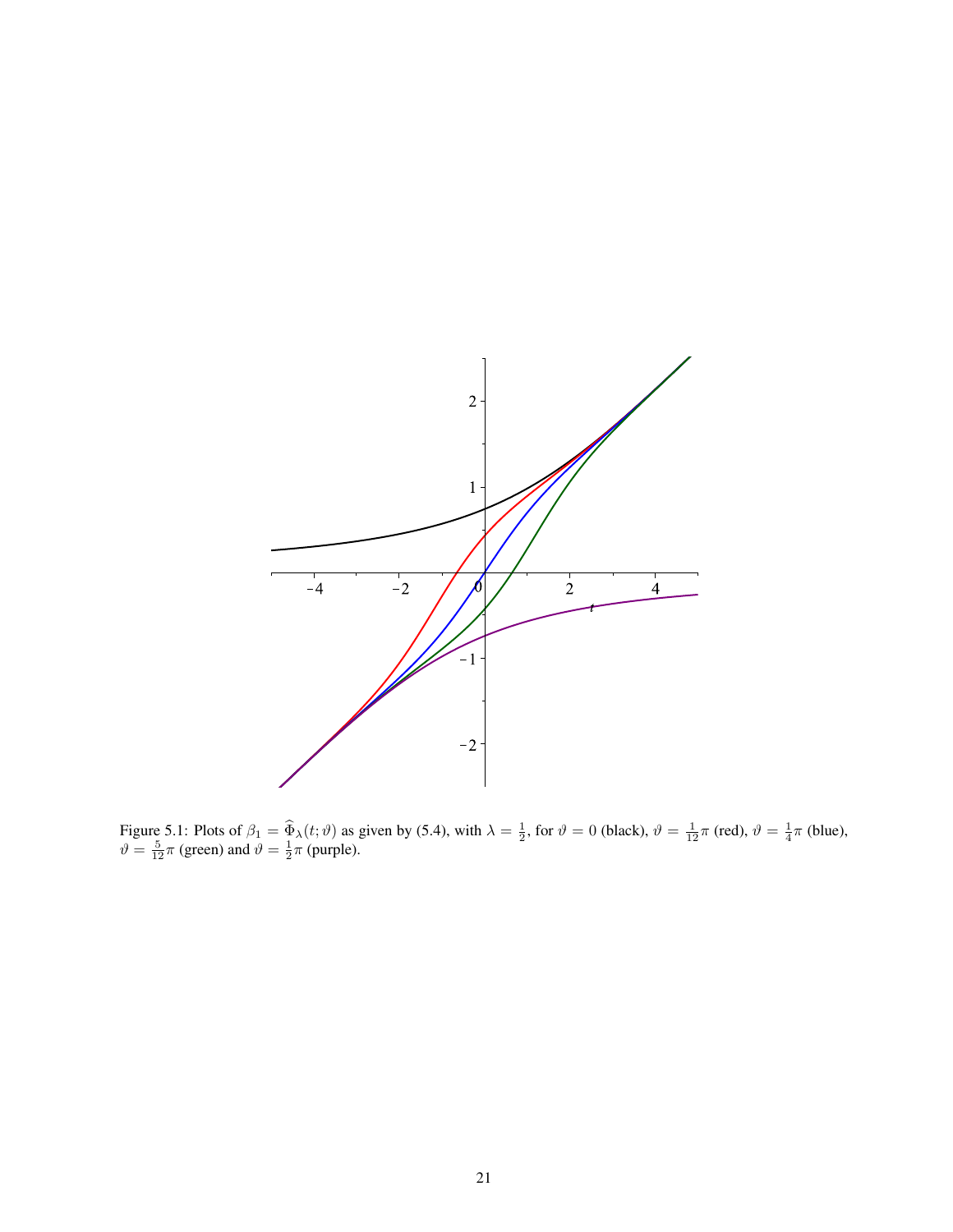Figure 5.1: Plots of $\beta_1 = \widehat{\Phi}_\lambda(t;\vartheta)$ as given by (5.4), with $\lambda = \frac{1}{2}$, for $\vartheta = 0$ (black), $\vartheta = \frac{1}{12}\pi$ (red), $\vartheta = \frac{1}{4}\pi$ (blue), $\vartheta = \frac{5}{12}\pi$ (green) and $\vartheta = \frac{1}{2}\pi$ (purple).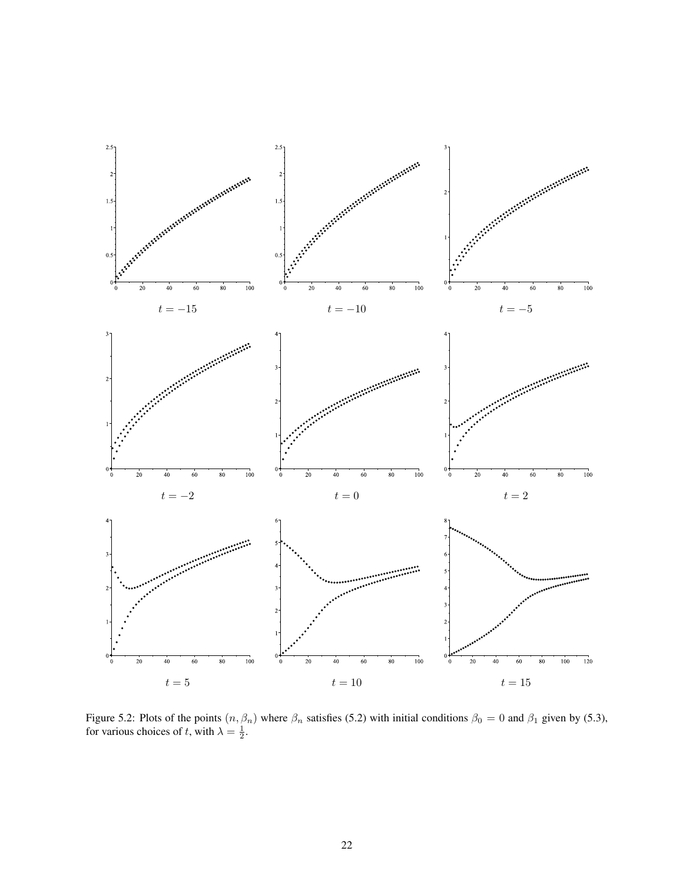$t = -15$

$t = -10$

$t = -5$

$t = -2$

$t = 0$

$t = 2$

$t = 5$

$t = 10$

$t = 15$

Figure 5.2: Plots of the points $(n, \beta_n)$ where $\beta_n$ satisfies (5.2) with initial conditions $\beta_0 = 0$ and $\beta_1$ given by (5.3), for various choices of $t$, with $\lambda = \frac{1}{2}$.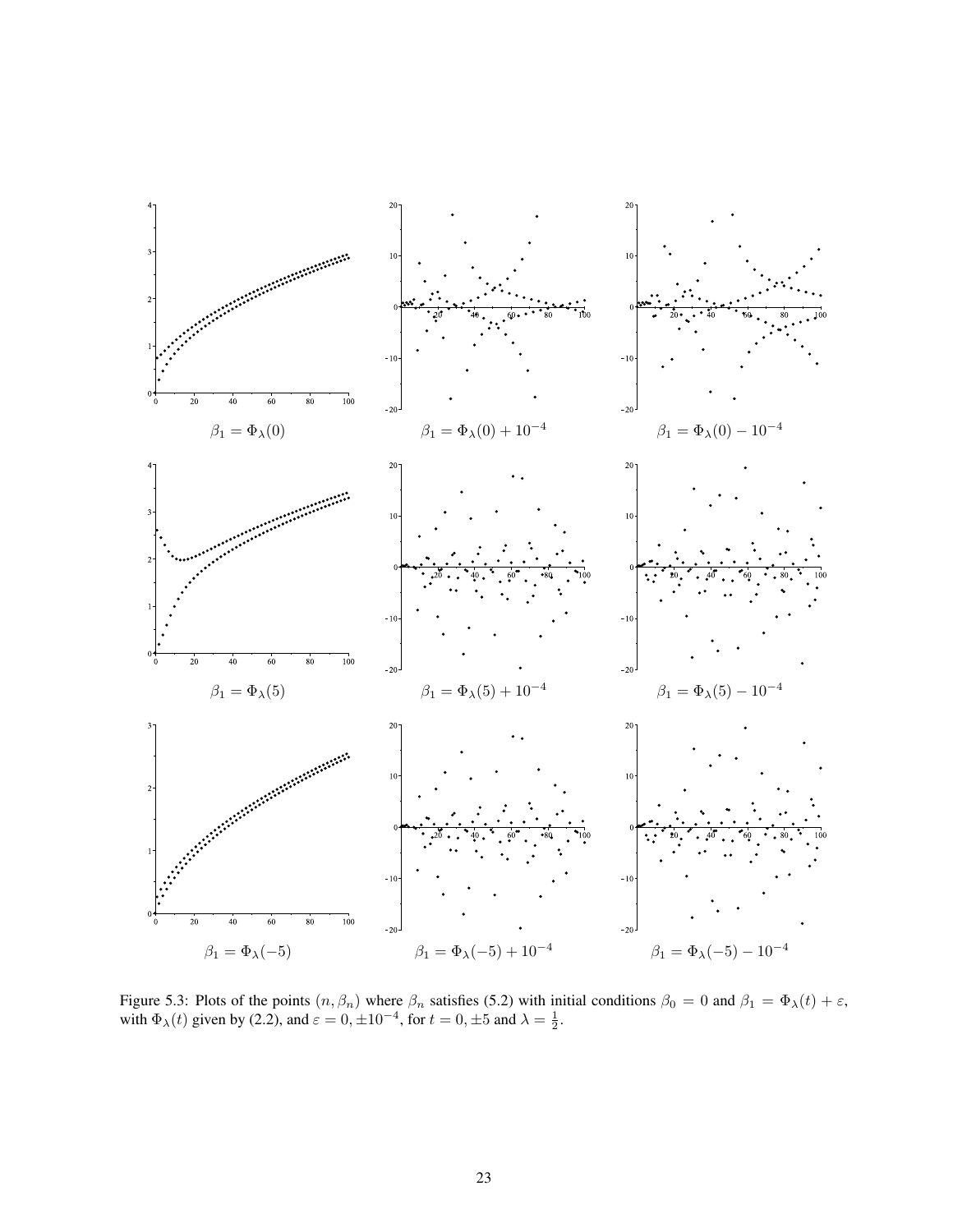4

3

2

1

0
0 20 40 60 80 100

$\beta_1 = \Phi_\lambda(0)$

20

10

0
20 40 60 80 100

-10

-20

$\beta_1 = \Phi_\lambda(0) + 10^{-4}$

20

10

0
20 40 60 80 100

-10

-20

$\beta_1 = \Phi_\lambda(0) - 10^{-4}$

4

3

2

1

0
0 20 40 60 80 100

$\beta_1 = \Phi_\lambda(5)$

20

10

0
20 40 60 80 100

-10

-20

$\beta_1 = \Phi_\lambda(5) + 10^{-4}$

20

10

0
20 40 60 80 100

-10

-20

$\beta_1 = \Phi_\lambda(5) - 10^{-4}$

3

2

1

0
0 20 40 60 80 100

$\beta_1 = \Phi_\lambda(-5)$

20

10

0
20 40 60 80 100

-10

-20

$\beta_1 = \Phi_\lambda(-5) + 10^{-4}$

20

10

0
20 40 60 80 100

-10

-20

$\beta_1 = \Phi_\lambda(-5) - 10^{-4}$

Figure 5.3: Plots of the points $(n, \beta_n)$ where $\beta_n$ satisfies (5.2) with initial conditions $\beta_0 = 0$ and $\beta_1 = \Phi_\lambda(t) + \varepsilon$, with $\Phi_\lambda(t)$ given by (2.2), and $\varepsilon = 0, \pm 10^{-4}$, for $t = 0, \pm 5$ and $\lambda = \frac{1}{2}$.